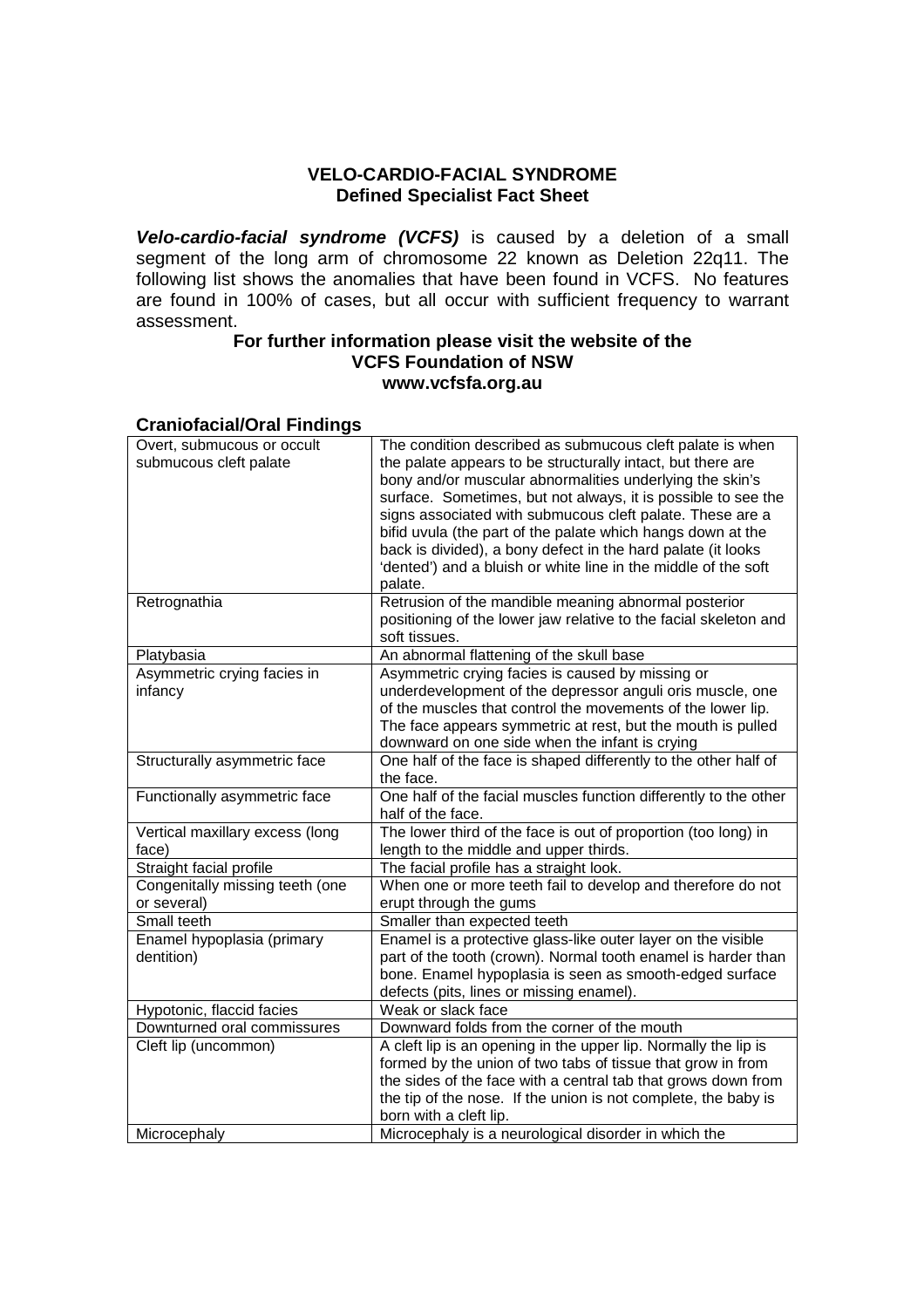# VELO-CARDIO-FACIAL SYNDROME
## Defined Specialist Fact Sheet

***Velo-cardio-facial syndrome (VCFS)*** is caused by a deletion of a small segment of the long arm of chromosome 22 known as Deletion 22q11. The following list shows the anomalies that have been found in VCFS. No features are found in 100% of cases, but all occur with sufficient frequency to warrant assessment.

**For further information please visit the website of the VCFS Foundation of NSW**
**www.vcfsfa.org.au**

### Craniofacial/Oral Findings

| | |
|---|---|
| Overt, submucous or occult submucous cleft palate | The condition described as submucous cleft palate is when the palate appears to be structurally intact, but there are bony and/or muscular abnormalities underlying the skin's surface. Sometimes, but not always, it is possible to see the signs associated with submucous cleft palate. These are a bifid uvula (the part of the palate which hangs down at the back is divided), a bony defect in the hard palate (it looks 'dented') and a bluish or white line in the middle of the soft palate. |
| Retrognathia | Retrusion of the mandible meaning abnormal posterior positioning of the lower jaw relative to the facial skeleton and soft tissues. |
| Platybasia | An abnormal flattening of the skull base |
| Asymmetric crying facies in infancy | Asymmetric crying facies is caused by missing or underdevelopment of the depressor anguli oris muscle, one of the muscles that control the movements of the lower lip. The face appears symmetric at rest, but the mouth is pulled downward on one side when the infant is crying |
| Structurally asymmetric face | One half of the face is shaped differently to the other half of the face. |
| Functionally asymmetric face | One half of the facial muscles function differently to the other half of the face. |
| Vertical maxillary excess (long face) | The lower third of the face is out of proportion (too long) in length to the middle and upper thirds. |
| Straight facial profile | The facial profile has a straight look. |
| Congenitally missing teeth (one or several) | When one or more teeth fail to develop and therefore do not erupt through the gums |
| Small teeth | Smaller than expected teeth |
| Enamel hypoplasia (primary dentition) | Enamel is a protective glass-like outer layer on the visible part of the tooth (crown). Normal tooth enamel is harder than bone. Enamel hypoplasia is seen as smooth-edged surface defects (pits, lines or missing enamel). |
| Hypotonic, flaccid facies | Weak or slack face |
| Downturned oral commissures | Downward folds from the corner of the mouth |
| Cleft lip (uncommon) | A cleft lip is an opening in the upper lip. Normally the lip is formed by the union of two tabs of tissue that grow in from the sides of the face with a central tab that grows down from the tip of the nose. If the union is not complete, the baby is born with a cleft lip. |
| Microcephaly | Microcephaly is a neurological disorder in which the |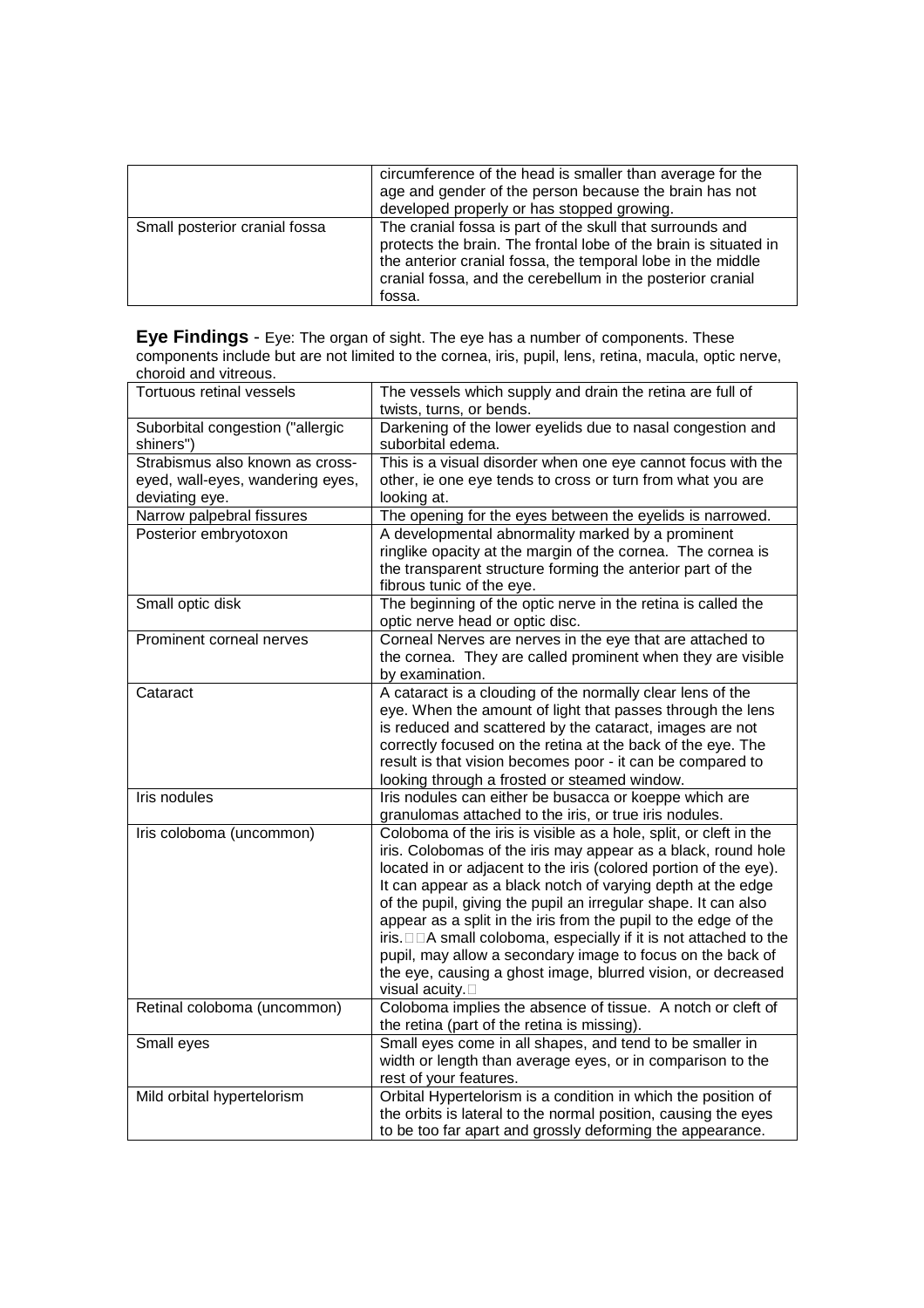| | |
|---|---|
| | circumference of the head is smaller than average for the age and gender of the person because the brain has not developed properly or has stopped growing. |
| Small posterior cranial fossa | The cranial fossa is part of the skull that surrounds and protects the brain. The frontal lobe of the brain is situated in the anterior cranial fossa, the temporal lobe in the middle cranial fossa, and the cerebellum in the posterior cranial fossa. |

**Eye Findings** - Eye: The organ of sight. The eye has a number of components. These components include but are not limited to the cornea, iris, pupil, lens, retina, macula, optic nerve, choroid and vitreous.

| | |
|---|---|
| Tortuous retinal vessels | The vessels which supply and drain the retina are full of twists, turns, or bends. |
| Suborbital congestion ("allergic shiners") | Darkening of the lower eyelids due to nasal congestion and suborbital edema. |
| Strabismus also known as cross-eyed, wall-eyes, wandering eyes, deviating eye. | This is a visual disorder when one eye cannot focus with the other, ie one eye tends to cross or turn from what you are looking at. |
| Narrow palpebral fissures | The opening for the eyes between the eyelids is narrowed. |
| Posterior embryotoxon | A developmental abnormality marked by a prominent ringlike opacity at the margin of the cornea. The cornea is the transparent structure forming the anterior part of the fibrous tunic of the eye. |
| Small optic disk | The beginning of the optic nerve in the retina is called the optic nerve head or optic disc. |
| Prominent corneal nerves | Corneal Nerves are nerves in the eye that are attached to the cornea. They are called prominent when they are visible by examination. |
| Cataract | A cataract is a clouding of the normally clear lens of the eye. When the amount of light that passes through the lens is reduced and scattered by the cataract, images are not correctly focused on the retina at the back of the eye. The result is that vision becomes poor - it can be compared to looking through a frosted or steamed window. |
| Iris nodules | Iris nodules can either be busacca or koeppe which are granulomas attached to the iris, or true iris nodules. |
| Iris coloboma (uncommon) | Coloboma of the iris is visible as a hole, split, or cleft in the iris. Colobomas of the iris may appear as a black, round hole located in or adjacent to the iris (colored portion of the eye). It can appear as a black notch of varying depth at the edge of the pupil, giving the pupil an irregular shape. It can also appear as a split in the iris from the pupil to the edge of the iris. A small coloboma, especially if it is not attached to the pupil, may allow a secondary image to focus on the back of the eye, causing a ghost image, blurred vision, or decreased visual acuity. |
| Retinal coloboma (uncommon) | Coloboma implies the absence of tissue. A notch or cleft of the retina (part of the retina is missing). |
| Small eyes | Small eyes come in all shapes, and tend to be smaller in width or length than average eyes, or in comparison to the rest of your features. |
| Mild orbital hypertelorism | Orbital Hypertelorism is a condition in which the position of the orbits is lateral to the normal position, causing the eyes to be too far apart and grossly deforming the appearance. |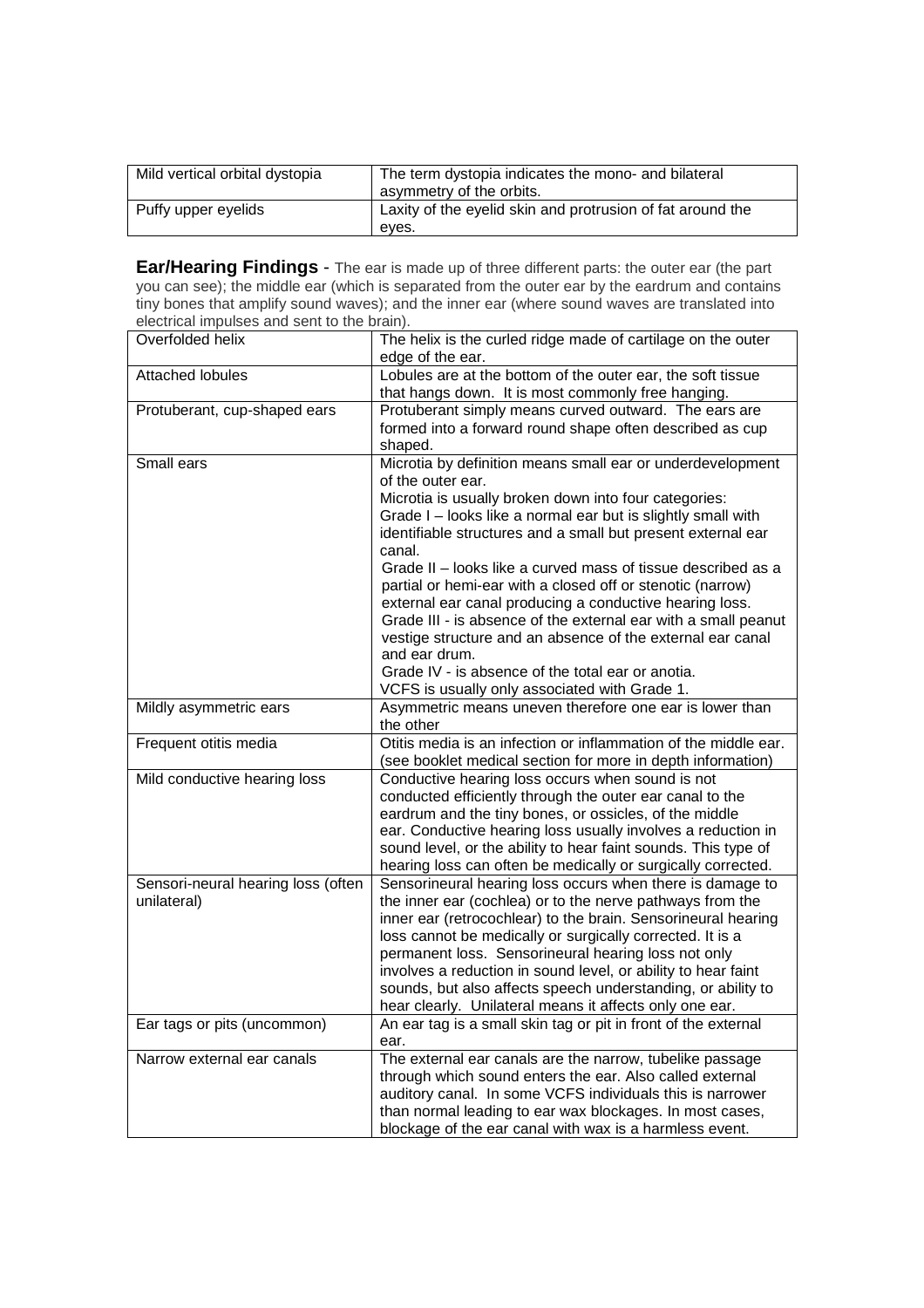| Mild vertical orbital dystopia | The term dystopia indicates the mono- and bilateral asymmetry of the orbits. |
|---|---|
| Puffy upper eyelids | Laxity of the eyelid skin and protrusion of fat around the eyes. |

**Ear/Hearing Findings** - The ear is made up of three different parts: the outer ear (the part you can see); the middle ear (which is separated from the outer ear by the eardrum and contains tiny bones that amplify sound waves); and the inner ear (where sound waves are translated into electrical impulses and sent to the brain).

| Overfolded helix | The helix is the curled ridge made of cartilage on the outer edge of the ear. |
|---|---|
| Attached lobules | Lobules are at the bottom of the outer ear, the soft tissue that hangs down. It is most commonly free hanging. |
| Protuberant, cup-shaped ears | Protuberant simply means curved outward. The ears are formed into a forward round shape often described as cup shaped. |
| Small ears | Microtia by definition means small ear or underdevelopment of the outer ear.<br>Microtia is usually broken down into four categories:<br>Grade I – looks like a normal ear but is slightly small with identifiable structures and a small but present external ear canal.<br>Grade II – looks like a curved mass of tissue described as a partial or hemi-ear with a closed off or stenotic (narrow) external ear canal producing a conductive hearing loss.<br>Grade III - is absence of the external ear with a small peanut vestige structure and an absence of the external ear canal and ear drum.<br>Grade IV - is absence of the total ear or anotia.<br>VCFS is usually only associated with Grade 1. |
| Mildly asymmetric ears | Asymmetric means uneven therefore one ear is lower than the other |
| Frequent otitis media | Otitis media is an infection or inflammation of the middle ear. (see booklet medical section for more in depth information) |
| Mild conductive hearing loss | Conductive hearing loss occurs when sound is not conducted efficiently through the outer ear canal to the eardrum and the tiny bones, or ossicles, of the middle ear. Conductive hearing loss usually involves a reduction in sound level, or the ability to hear faint sounds. This type of hearing loss can often be medically or surgically corrected. |
| Sensori-neural hearing loss (often unilateral) | Sensorineural hearing loss occurs when there is damage to the inner ear (cochlea) or to the nerve pathways from the inner ear (retrocochlear) to the brain. Sensorineural hearing loss cannot be medically or surgically corrected. It is a permanent loss. Sensorineural hearing loss not only involves a reduction in sound level, or ability to hear faint sounds, but also affects speech understanding, or ability to hear clearly. Unilateral means it affects only one ear. |
| Ear tags or pits (uncommon) | An ear tag is a small skin tag or pit in front of the external ear. |
| Narrow external ear canals | The external ear canals are the narrow, tubelike passage through which sound enters the ear. Also called external auditory canal. In some VCFS individuals this is narrower than normal leading to ear wax blockages. In most cases, blockage of the ear canal with wax is a harmless event. |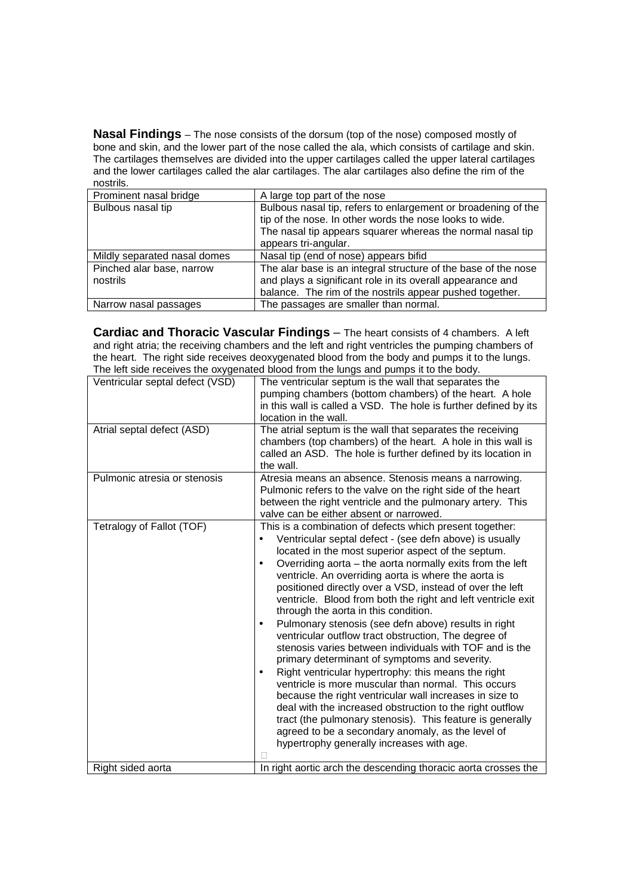**Nasal Findings** – The nose consists of the dorsum (top of the nose) composed mostly of bone and skin, and the lower part of the nose called the ala, which consists of cartilage and skin. The cartilages themselves are divided into the upper cartilages called the upper lateral cartilages and the lower cartilages called the alar cartilages. The alar cartilages also define the rim of the nostrils.

| | |
|---|---|
| Prominent nasal bridge | A large top part of the nose |
| Bulbous nasal tip | Bulbous nasal tip, refers to enlargement or broadening of the tip of the nose. In other words the nose looks to wide. The nasal tip appears squarer whereas the normal nasal tip appears tri-angular. |
| Mildly separated nasal domes | Nasal tip (end of nose) appears bifid |
| Pinched alar base, narrow nostrils | The alar base is an integral structure of the base of the nose and plays a significant role in its overall appearance and balance. The rim of the nostrils appear pushed together. |
| Narrow nasal passages | The passages are smaller than normal. |

**Cardiac and Thoracic Vascular Findings** – The heart consists of 4 chambers. A left and right atria; the receiving chambers and the left and right ventricles the pumping chambers of the heart. The right side receives deoxygenated blood from the body and pumps it to the lungs. The left side receives the oxygenated blood from the lungs and pumps it to the body.

| | |
|---|---|
| Ventricular septal defect (VSD) | The ventricular septum is the wall that separates the pumping chambers (bottom chambers) of the heart. A hole in this wall is called a VSD. The hole is further defined by its location in the wall. |
| Atrial septal defect (ASD) | The atrial septum is the wall that separates the receiving chambers (top chambers) of the heart. A hole in this wall is called an ASD. The hole is further defined by its location in the wall. |
| Pulmonic atresia or stenosis | Atresia means an absence. Stenosis means a narrowing. Pulmonic refers to the valve on the right side of the heart between the right ventricle and the pulmonary artery. This valve can be either absent or narrowed. |
| Tetralogy of Fallot (TOF) | This is a combination of defects which present together:<br>• Ventricular septal defect - (see defn above) is usually located in the most superior aspect of the septum.<br>• Overriding aorta – the aorta normally exits from the left ventricle. An overriding aorta is where the aorta is positioned directly over a VSD, instead of over the left ventricle. Blood from both the right and left ventricle exit through the aorta in this condition.<br>• Pulmonary stenosis (see defn above) results in right ventricular outflow tract obstruction, The degree of stenosis varies between individuals with TOF and is the primary determinant of symptoms and severity.<br>• Right ventricular hypertrophy: this means the right ventricle is more muscular than normal. This occurs because the right ventricular wall increases in size to deal with the increased obstruction to the right outflow tract (the pulmonary stenosis). This feature is generally agreed to be a secondary anomaly, as the level of hypertrophy generally increases with age. |
| Right sided aorta | In right aortic arch the descending thoracic aorta crosses the |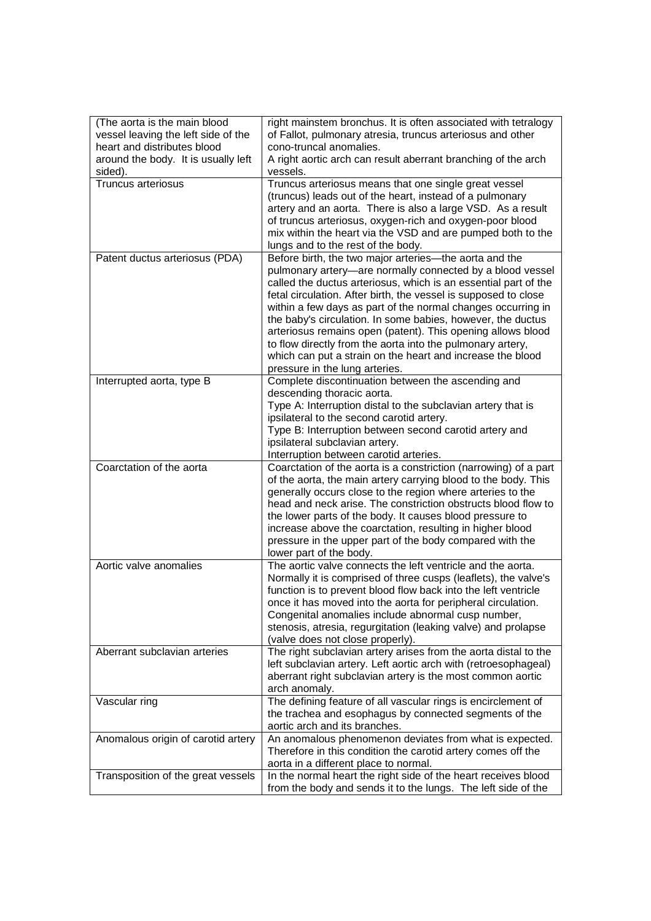| | |
|---|---|
| (The aorta is the main blood vessel leaving the left side of the heart and distributes blood around the body. It is usually left sided). | right mainstem bronchus. It is often associated with tetralogy of Fallot, pulmonary atresia, truncus arteriosus and other cono-truncal anomalies.<br>A right aortic arch can result aberrant branching of the arch vessels. |
| Truncus arteriosus | Truncus arteriosus means that one single great vessel (truncus) leads out of the heart, instead of a pulmonary artery and an aorta. There is also a large VSD. As a result of truncus arteriosus, oxygen-rich and oxygen-poor blood mix within the heart via the VSD and are pumped both to the lungs and to the rest of the body. |
| Patent ductus arteriosus (PDA) | Before birth, the two major arteries—the aorta and the pulmonary artery—are normally connected by a blood vessel called the ductus arteriosus, which is an essential part of the fetal circulation. After birth, the vessel is supposed to close within a few days as part of the normal changes occurring in the baby's circulation. In some babies, however, the ductus arteriosus remains open (patent). This opening allows blood to flow directly from the aorta into the pulmonary artery, which can put a strain on the heart and increase the blood pressure in the lung arteries. |
| Interrupted aorta, type B | Complete discontinuation between the ascending and descending thoracic aorta.<br>Type A: Interruption distal to the subclavian artery that is ipsilateral to the second carotid artery.<br>Type B: Interruption between second carotid artery and ipsilateral subclavian artery.<br>Interruption between carotid arteries. |
| Coarctation of the aorta | Coarctation of the aorta is a constriction (narrowing) of a part of the aorta, the main artery carrying blood to the body. This generally occurs close to the region where arteries to the head and neck arise. The constriction obstructs blood flow to the lower parts of the body. It causes blood pressure to increase above the coarctation, resulting in higher blood pressure in the upper part of the body compared with the lower part of the body. |
| Aortic valve anomalies | The aortic valve connects the left ventricle and the aorta. Normally it is comprised of three cusps (leaflets), the valve's function is to prevent blood flow back into the left ventricle once it has moved into the aorta for peripheral circulation. Congenital anomalies include abnormal cusp number, stenosis, atresia, regurgitation (leaking valve) and prolapse (valve does not close properly). |
| Aberrant subclavian arteries | The right subclavian artery arises from the aorta distal to the left subclavian artery. Left aortic arch with (retroesophageal) aberrant right subclavian artery is the most common aortic arch anomaly. |
| Vascular ring | The defining feature of all vascular rings is encirclement of the trachea and esophagus by connected segments of the aortic arch and its branches. |
| Anomalous origin of carotid artery | An anomalous phenomenon deviates from what is expected. Therefore in this condition the carotid artery comes off the aorta in a different place to normal. |
| Transposition of the great vessels | In the normal heart the right side of the heart receives blood from the body and sends it to the lungs. The left side of the |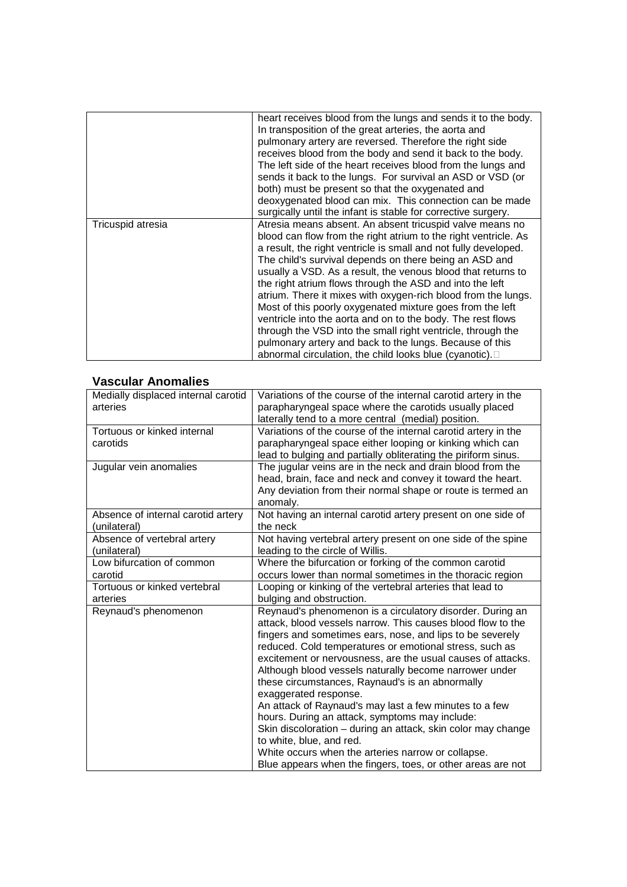| | |
|---|---|
| | heart receives blood from the lungs and sends it to the body. In transposition of the great arteries, the aorta and pulmonary artery are reversed. Therefore the right side receives blood from the body and send it back to the body. The left side of the heart receives blood from the lungs and sends it back to the lungs. For survival an ASD or VSD (or both) must be present so that the oxygenated and deoxygenated blood can mix. This connection can be made surgically until the infant is stable for corrective surgery. |
| Tricuspid atresia | Atresia means absent. An absent tricuspid valve means no blood can flow from the right atrium to the right ventricle. As a result, the right ventricle is small and not fully developed. The child's survival depends on there being an ASD and usually a VSD. As a result, the venous blood that returns to the right atrium flows through the ASD and into the left atrium. There it mixes with oxygen-rich blood from the lungs. Most of this poorly oxygenated mixture goes from the left ventricle into the aorta and on to the body. The rest flows through the VSD into the small right ventricle, through the pulmonary artery and back to the lungs. Because of this abnormal circulation, the child looks blue (cyanotic). |

## Vascular Anomalies

| | |
|---|---|
| Medially displaced internal carotid arteries | Variations of the course of the internal carotid artery in the parapharyngeal space where the carotids usually placed laterally tend to a more central (medial) position. |
| Tortuous or kinked internal carotids | Variations of the course of the internal carotid artery in the parapharyngeal space either looping or kinking which can lead to bulging and partially obliterating the piriform sinus. |
| Jugular vein anomalies | The jugular veins are in the neck and drain blood from the head, brain, face and neck and convey it toward the heart. Any deviation from their normal shape or route is termed an anomaly. |
| Absence of internal carotid artery (unilateral) | Not having an internal carotid artery present on one side of the neck |
| Absence of vertebral artery (unilateral) | Not having vertebral artery present on one side of the spine leading to the circle of Willis. |
| Low bifurcation of common carotid | Where the bifurcation or forking of the common carotid occurs lower than normal sometimes in the thoracic region |
| Tortuous or kinked vertebral arteries | Looping or kinking of the vertebral arteries that lead to bulging and obstruction. |
| Reynaud's phenomenon | Reynaud's phenomenon is a circulatory disorder. During an attack, blood vessels narrow. This causes blood flow to the fingers and sometimes ears, nose, and lips to be severely reduced. Cold temperatures or emotional stress, such as excitement or nervousness, are the usual causes of attacks. Although blood vessels naturally become narrower under these circumstances, Raynaud's is an abnormally exaggerated response.<br>An attack of Raynaud's may last a few minutes to a few hours. During an attack, symptoms may include:<br>Skin discoloration – during an attack, skin color may change to white, blue, and red.<br>White occurs when the arteries narrow or collapse.<br>Blue appears when the fingers, toes, or other areas are not |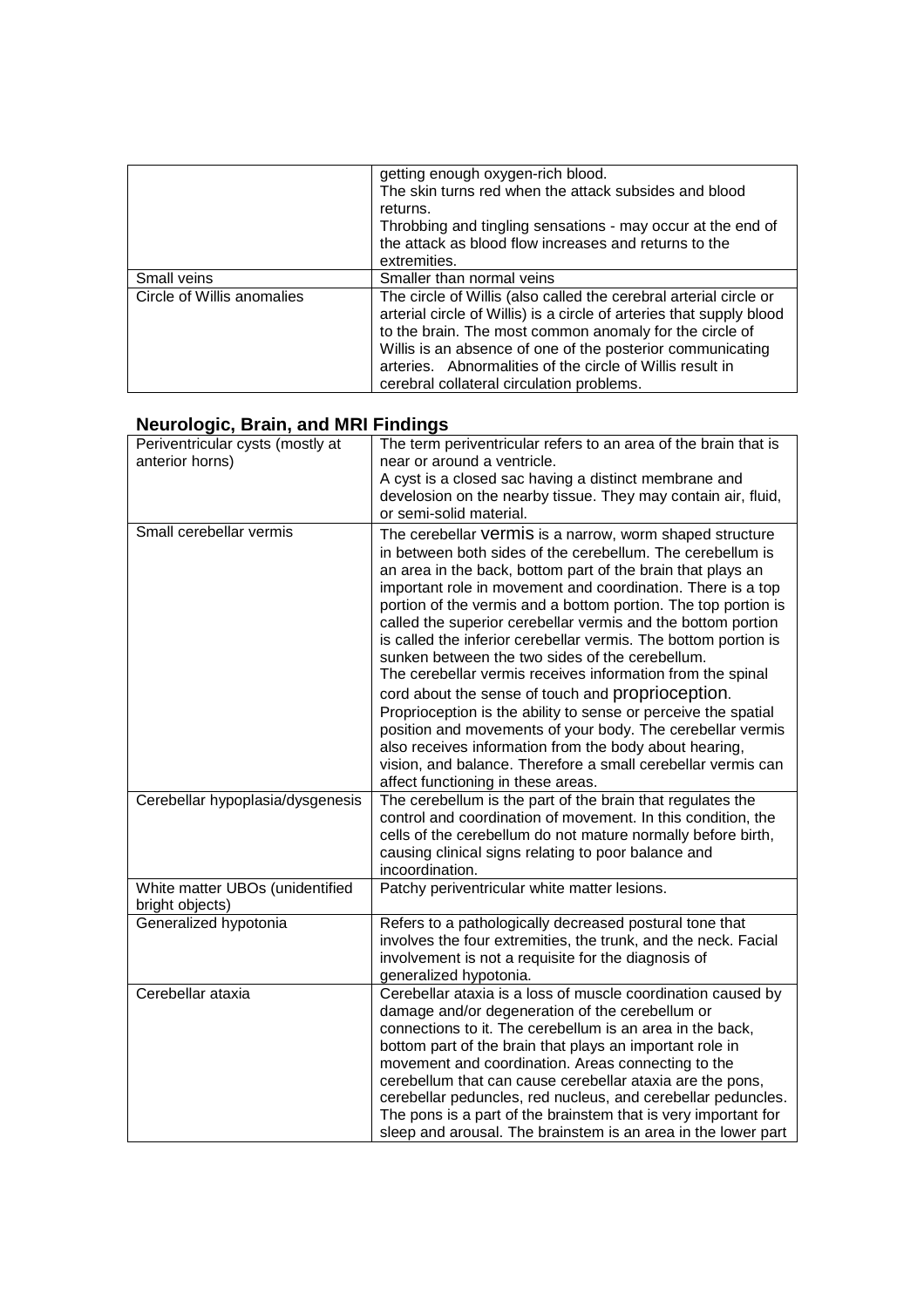| | |
|---|---|
| | getting enough oxygen-rich blood.<br>The skin turns red when the attack subsides and blood returns.<br>Throbbing and tingling sensations - may occur at the end of the attack as blood flow increases and returns to the extremities. |
| Small veins | Smaller than normal veins |
| Circle of Willis anomalies | The circle of Willis (also called the cerebral arterial circle or arterial circle of Willis) is a circle of arteries that supply blood to the brain. The most common anomaly for the circle of Willis is an absence of one of the posterior communicating arteries. Abnormalities of the circle of Willis result in cerebral collateral circulation problems. |

## Neurologic, Brain, and MRI Findings

| | |
|---|---|
| Periventricular cysts (mostly at anterior horns) | The term periventricular refers to an area of the brain that is near or around a ventricle.<br>A cyst is a closed sac having a distinct membrane and develosion on the nearby tissue. They may contain air, fluid, or semi-solid material. |
| Small cerebellar vermis | The cerebellar vermis is a narrow, worm shaped structure in between both sides of the cerebellum. The cerebellum is an area in the back, bottom part of the brain that plays an important role in movement and coordination. There is a top portion of the vermis and a bottom portion. The top portion is called the superior cerebellar vermis and the bottom portion is called the inferior cerebellar vermis. The bottom portion is sunken between the two sides of the cerebellum.<br>The cerebellar vermis receives information from the spinal cord about the sense of touch and proprioception.<br>Proprioception is the ability to sense or perceive the spatial position and movements of your body. The cerebellar vermis also receives information from the body about hearing, vision, and balance. Therefore a small cerebellar vermis can affect functioning in these areas. |
| Cerebellar hypoplasia/dysgenesis | The cerebellum is the part of the brain that regulates the control and coordination of movement. In this condition, the cells of the cerebellum do not mature normally before birth, causing clinical signs relating to poor balance and incoordination. |
| White matter UBOs (unidentified bright objects) | Patchy periventricular white matter lesions. |
| Generalized hypotonia | Refers to a pathologically decreased postural tone that involves the four extremities, the trunk, and the neck. Facial involvement is not a requisite for the diagnosis of generalized hypotonia. |
| Cerebellar ataxia | Cerebellar ataxia is a loss of muscle coordination caused by damage and/or degeneration of the cerebellum or connections to it. The cerebellum is an area in the back, bottom part of the brain that plays an important role in movement and coordination. Areas connecting to the cerebellum that can cause cerebellar ataxia are the pons, cerebellar peduncles, red nucleus, and cerebellar peduncles. The pons is a part of the brainstem that is very important for sleep and arousal. The brainstem is an area in the lower part |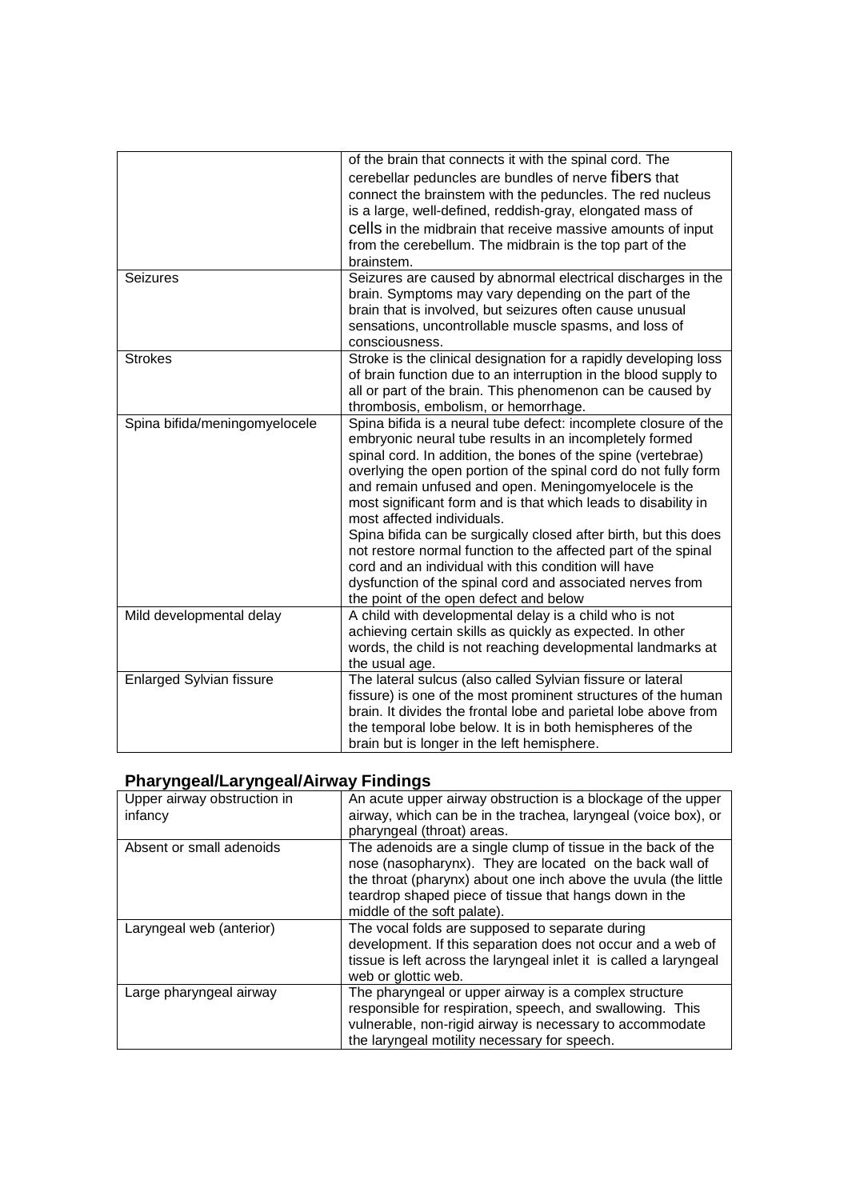| | |
|---|---|
| | of the brain that connects it with the spinal cord. The cerebellar peduncles are bundles of nerve fibers that connect the brainstem with the peduncles. The red nucleus is a large, well-defined, reddish-gray, elongated mass of cells in the midbrain that receive massive amounts of input from the cerebellum. The midbrain is the top part of the brainstem. |
| Seizures | Seizures are caused by abnormal electrical discharges in the brain. Symptoms may vary depending on the part of the brain that is involved, but seizures often cause unusual sensations, uncontrollable muscle spasms, and loss of consciousness. |
| Strokes | Stroke is the clinical designation for a rapidly developing loss of brain function due to an interruption in the blood supply to all or part of the brain. This phenomenon can be caused by thrombosis, embolism, or hemorrhage. |
| Spina bifida/meningomyelocele | Spina bifida is a neural tube defect: incomplete closure of the embryonic neural tube results in an incompletely formed spinal cord. In addition, the bones of the spine (vertebrae) overlying the open portion of the spinal cord do not fully form and remain unfused and open. Meningomyelocele is the most significant form and is that which leads to disability in most affected individuals.<br>Spina bifida can be surgically closed after birth, but this does not restore normal function to the affected part of the spinal cord and an individual with this condition will have dysfunction of the spinal cord and associated nerves from the point of the open defect and below |
| Mild developmental delay | A child with developmental delay is a child who is not achieving certain skills as quickly as expected. In other words, the child is not reaching developmental landmarks at the usual age. |
| Enlarged Sylvian fissure | The lateral sulcus (also called Sylvian fissure or lateral fissure) is one of the most prominent structures of the human brain. It divides the frontal lobe and parietal lobe above from the temporal lobe below. It is in both hemispheres of the brain but is longer in the left hemisphere. |

## Pharyngeal/Laryngeal/Airway Findings

| | |
|---|---|
| Upper airway obstruction in infancy | An acute upper airway obstruction is a blockage of the upper airway, which can be in the trachea, laryngeal (voice box), or pharyngeal (throat) areas. |
| Absent or small adenoids | The adenoids are a single clump of tissue in the back of the nose (nasopharynx). They are located on the back wall of the throat (pharynx) about one inch above the uvula (the little teardrop shaped piece of tissue that hangs down in the middle of the soft palate). |
| Laryngeal web (anterior) | The vocal folds are supposed to separate during development. If this separation does not occur and a web of tissue is left across the laryngeal inlet it is called a laryngeal web or glottic web. |
| Large pharyngeal airway | The pharyngeal or upper airway is a complex structure responsible for respiration, speech, and swallowing. This vulnerable, non-rigid airway is necessary to accommodate the laryngeal motility necessary for speech. |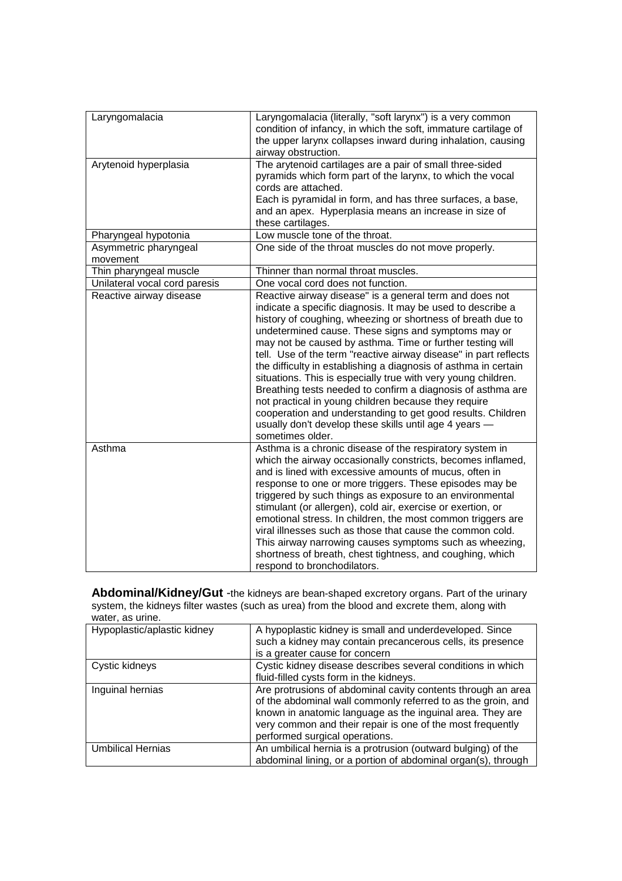| | |
|---|---|
| Laryngomalacia | Laryngomalacia (literally, "soft larynx") is a very common condition of infancy, in which the soft, immature cartilage of the upper larynx collapses inward during inhalation, causing airway obstruction. |
| Arytenoid hyperplasia | The arytenoid cartilages are a pair of small three-sided pyramids which form part of the larynx, to which the vocal cords are attached.<br>Each is pyramidal in form, and has three surfaces, a base, and an apex. Hyperplasia means an increase in size of these cartilages. |
| Pharyngeal hypotonia | Low muscle tone of the throat. |
| Asymmetric pharyngeal movement | One side of the throat muscles do not move properly. |
| Thin pharyngeal muscle | Thinner than normal throat muscles. |
| Unilateral vocal cord paresis | One vocal cord does not function. |
| Reactive airway disease | Reactive airway disease" is a general term and does not indicate a specific diagnosis. It may be used to describe a history of coughing, wheezing or shortness of breath due to undetermined cause. These signs and symptoms may or may not be caused by asthma. Time or further testing will tell. Use of the term "reactive airway disease" in part reflects the difficulty in establishing a diagnosis of asthma in certain situations. This is especially true with very young children. Breathing tests needed to confirm a diagnosis of asthma are not practical in young children because they require cooperation and understanding to get good results. Children usually don't develop these skills until age 4 years — sometimes older. |
| Asthma | Asthma is a chronic disease of the respiratory system in which the airway occasionally constricts, becomes inflamed, and is lined with excessive amounts of mucus, often in response to one or more triggers. These episodes may be triggered by such things as exposure to an environmental stimulant (or allergen), cold air, exercise or exertion, or emotional stress. In children, the most common triggers are viral illnesses such as those that cause the common cold. This airway narrowing causes symptoms such as wheezing, shortness of breath, chest tightness, and coughing, which respond to bronchodilators. |

**Abdominal/Kidney/Gut** -the kidneys are bean-shaped excretory organs. Part of the urinary system, the kidneys filter wastes (such as urea) from the blood and excrete them, along with water, as urine.

| | |
|---|---|
| Hypoplastic/aplastic kidney | A hypoplastic kidney is small and underdeveloped. Since such a kidney may contain precancerous cells, its presence is a greater cause for concern |
| Cystic kidneys | Cystic kidney disease describes several conditions in which fluid-filled cysts form in the kidneys. |
| Inguinal hernias | Are protrusions of abdominal cavity contents through an area of the abdominal wall commonly referred to as the groin, and known in anatomic language as the inguinal area. They are very common and their repair is one of the most frequently performed surgical operations. |
| Umbilical Hernias | An umbilical hernia is a protrusion (outward bulging) of the abdominal lining, or a portion of abdominal organ(s), through |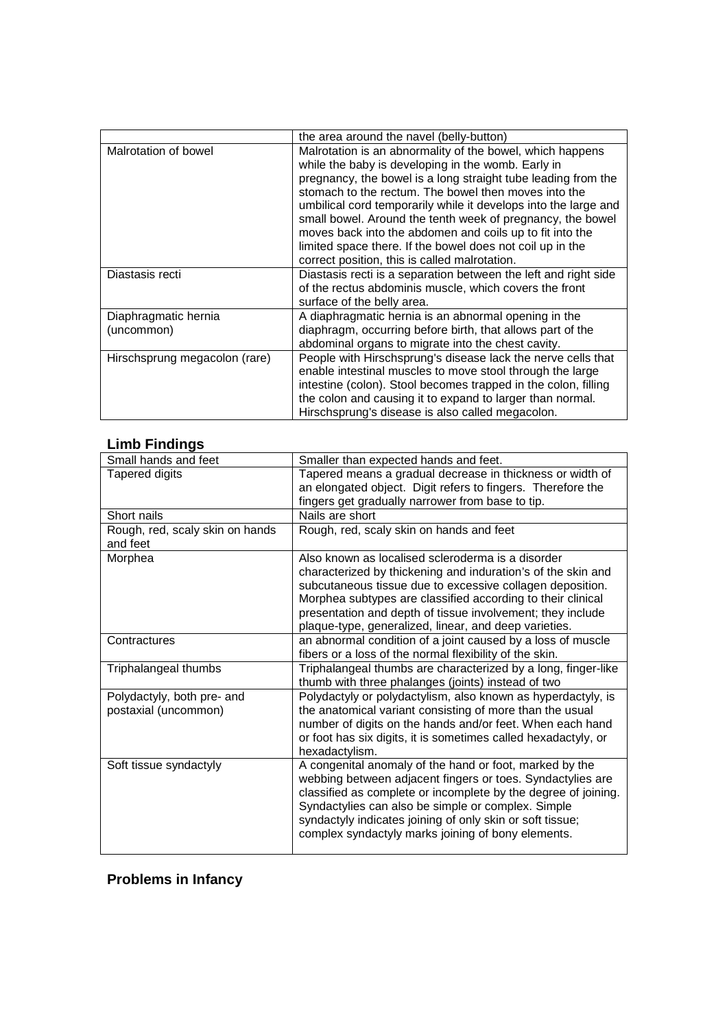| | |
|---|---|
| | the area around the navel (belly-button) |
| Malrotation of bowel | Malrotation is an abnormality of the bowel, which happens while the baby is developing in the womb. Early in pregnancy, the bowel is a long straight tube leading from the stomach to the rectum. The bowel then moves into the umbilical cord temporarily while it develops into the large and small bowel. Around the tenth week of pregnancy, the bowel moves back into the abdomen and coils up to fit into the limited space there. If the bowel does not coil up in the correct position, this is called malrotation. |
| Diastasis recti | Diastasis recti is a separation between the left and right side of the rectus abdominis muscle, which covers the front surface of the belly area. |
| Diaphragmatic hernia (uncommon) | A diaphragmatic hernia is an abnormal opening in the diaphragm, occurring before birth, that allows part of the abdominal organs to migrate into the chest cavity. |
| Hirschsprung megacolon (rare) | People with Hirschsprung's disease lack the nerve cells that enable intestinal muscles to move stool through the large intestine (colon). Stool becomes trapped in the colon, filling the colon and causing it to expand to larger than normal. Hirschsprung's disease is also called megacolon. |

## Limb Findings

| | |
|---|---|
| Small hands and feet | Smaller than expected hands and feet. |
| Tapered digits | Tapered means a gradual decrease in thickness or width of an elongated object. Digit refers to fingers. Therefore the fingers get gradually narrower from base to tip. |
| Short nails | Nails are short |
| Rough, red, scaly skin on hands and feet | Rough, red, scaly skin on hands and feet |
| Morphea | Also known as localised scleroderma is a disorder characterized by thickening and induration's of the skin and subcutaneous tissue due to excessive collagen deposition. Morphea subtypes are classified according to their clinical presentation and depth of tissue involvement; they include plaque-type, generalized, linear, and deep varieties. |
| Contractures | an abnormal condition of a joint caused by a loss of muscle fibers or a loss of the normal flexibility of the skin. |
| Triphalangeal thumbs | Triphalangeal thumbs are characterized by a long, finger-like thumb with three phalanges (joints) instead of two |
| Polydactyly, both pre- and postaxial (uncommon) | Polydactyly or polydactylism, also known as hyperdactyly, is the anatomical variant consisting of more than the usual number of digits on the hands and/or feet. When each hand or foot has six digits, it is sometimes called hexadactyly, or hexadactylism. |
| Soft tissue syndactyly | A congenital anomaly of the hand or foot, marked by the webbing between adjacent fingers or toes. Syndactylies are classified as complete or incomplete by the degree of joining. Syndactylies can also be simple or complex. Simple syndactyly indicates joining of only skin or soft tissue; complex syndactyly marks joining of bony elements. |

## Problems in Infancy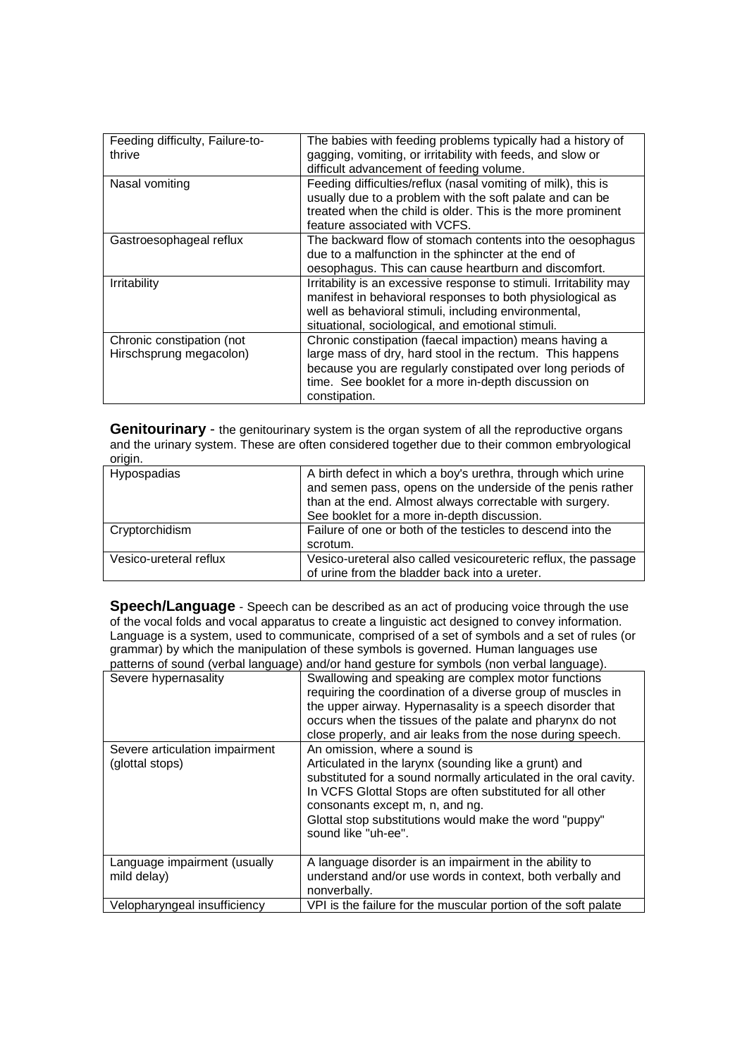| Feeding difficulty, Failure-to-thrive | The babies with feeding problems typically had a history of gagging, vomiting, or irritability with feeds, and slow or difficult advancement of feeding volume. |
|---|---|
| Nasal vomiting | Feeding difficulties/reflux (nasal vomiting of milk), this is usually due to a problem with the soft palate and can be treated when the child is older. This is the more prominent feature associated with VCFS. |
| Gastroesophageal reflux | The backward flow of stomach contents into the oesophagus due to a malfunction in the sphincter at the end of oesophagus. This can cause heartburn and discomfort. |
| Irritability | Irritability is an excessive response to stimuli. Irritability may manifest in behavioral responses to both physiological as well as behavioral stimuli, including environmental, situational, sociological, and emotional stimuli. |
| Chronic constipation (not Hirschsprung megacolon) | Chronic constipation (faecal impaction) means having a large mass of dry, hard stool in the rectum. This happens because you are regularly constipated over long periods of time. See booklet for a more in-depth discussion on constipation. |

**Genitourinary** - the genitourinary system is the organ system of all the reproductive organs and the urinary system. These are often considered together due to their common embryological origin.

| Hypospadias | A birth defect in which a boy's urethra, through which urine and semen pass, opens on the underside of the penis rather than at the end. Almost always correctable with surgery. See booklet for a more in-depth discussion. |
|---|---|
| Cryptorchidism | Failure of one or both of the testicles to descend into the scrotum. |
| Vesico-ureteral reflux | Vesico-ureteral also called vesicoureteric reflux, the passage of urine from the bladder back into a ureter. |

**Speech/Language** - Speech can be described as an act of producing voice through the use of the vocal folds and vocal apparatus to create a linguistic act designed to convey information. Language is a system, used to communicate, comprised of a set of symbols and a set of rules (or grammar) by which the manipulation of these symbols is governed. Human languages use patterns of sound (verbal language) and/or hand gesture for symbols (non verbal language).

| Severe hypernasality | Swallowing and speaking are complex motor functions requiring the coordination of a diverse group of muscles in the upper airway. Hypernasality is a speech disorder that occurs when the tissues of the palate and pharynx do not close properly, and air leaks from the nose during speech. |
|---|---|
| Severe articulation impairment (glottal stops) | An omission, where a sound is Articulated in the larynx (sounding like a grunt) and substituted for a sound normally articulated in the oral cavity. In VCFS Glottal Stops are often substituted for all other consonants except m, n, and ng. Glottal stop substitutions would make the word "puppy" sound like "uh-ee". |
| Language impairment (usually mild delay) | A language disorder is an impairment in the ability to understand and/or use words in context, both verbally and nonverbally. |
| Velopharyngeal insufficiency | VPI is the failure for the muscular portion of the soft palate |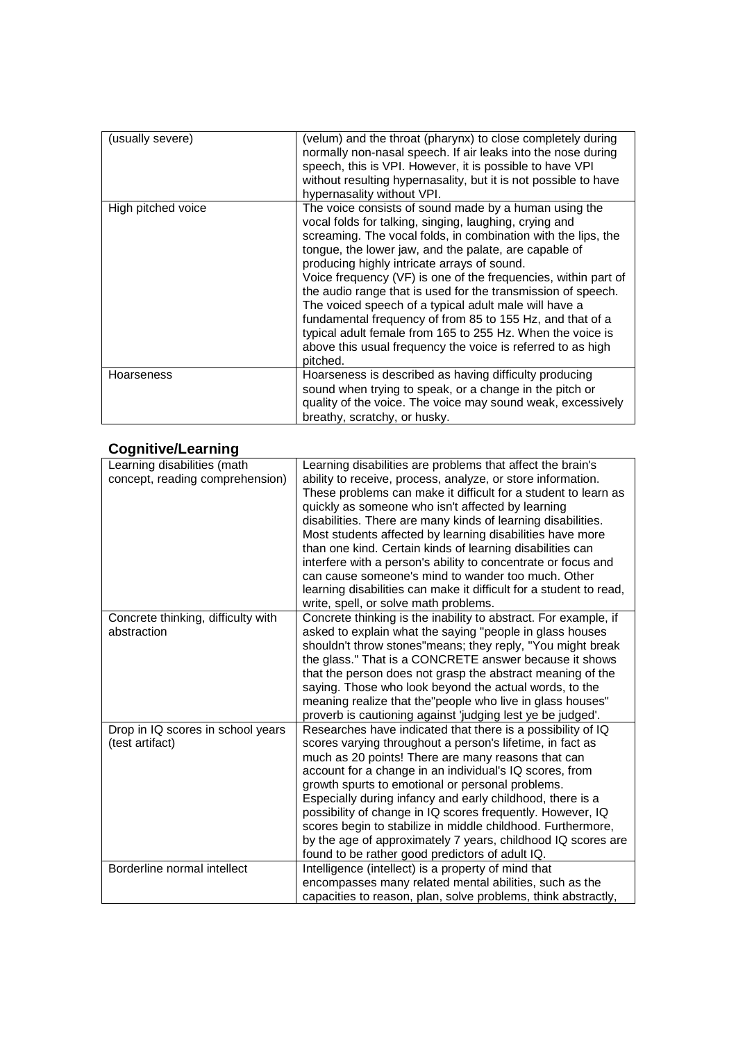| (usually severe) | (velum) and the throat (pharynx) to close completely during normally non-nasal speech. If air leaks into the nose during speech, this is VPI. However, it is possible to have VPI without resulting hypernasality, but it is not possible to have hypernasality without VPI. |
|---|---|
| High pitched voice | The voice consists of sound made by a human using the vocal folds for talking, singing, laughing, crying and screaming. The vocal folds, in combination with the lips, the tongue, the lower jaw, and the palate, are capable of producing highly intricate arrays of sound. Voice frequency (VF) is one of the frequencies, within part of the audio range that is used for the transmission of speech. The voiced speech of a typical adult male will have a fundamental frequency of from 85 to 155 Hz, and that of a typical adult female from 165 to 255 Hz. When the voice is above this usual frequency the voice is referred to as high pitched. |
| Hoarseness | Hoarseness is described as having difficulty producing sound when trying to speak, or a change in the pitch or quality of the voice. The voice may sound weak, excessively breathy, scratchy, or husky. |

## Cognitive/Learning

| Learning disabilities (math concept, reading comprehension) | Learning disabilities are problems that affect the brain's ability to receive, process, analyze, or store information. These problems can make it difficult for a student to learn as quickly as someone who isn't affected by learning disabilities. There are many kinds of learning disabilities. Most students affected by learning disabilities have more than one kind. Certain kinds of learning disabilities can interfere with a person's ability to concentrate or focus and can cause someone's mind to wander too much. Other learning disabilities can make it difficult for a student to read, write, spell, or solve math problems. |
|---|---|
| Concrete thinking, difficulty with abstraction | Concrete thinking is the inability to abstract. For example, if asked to explain what the saying "people in glass houses shouldn't throw stones"means; they reply, "You might break the glass." That is a CONCRETE answer because it shows that the person does not grasp the abstract meaning of the saying. Those who look beyond the actual words, to the meaning realize that the"people who live in glass houses" proverb is cautioning against 'judging lest ye be judged'. |
| Drop in IQ scores in school years (test artifact) | Researches have indicated that there is a possibility of IQ scores varying throughout a person's lifetime, in fact as much as 20 points! There are many reasons that can account for a change in an individual's IQ scores, from growth spurts to emotional or personal problems. Especially during infancy and early childhood, there is a possibility of change in IQ scores frequently. However, IQ scores begin to stabilize in middle childhood. Furthermore, by the age of approximately 7 years, childhood IQ scores are found to be rather good predictors of adult IQ. |
| Borderline normal intellect | Intelligence (intellect) is a property of mind that encompasses many related mental abilities, such as the capacities to reason, plan, solve problems, think abstractly, |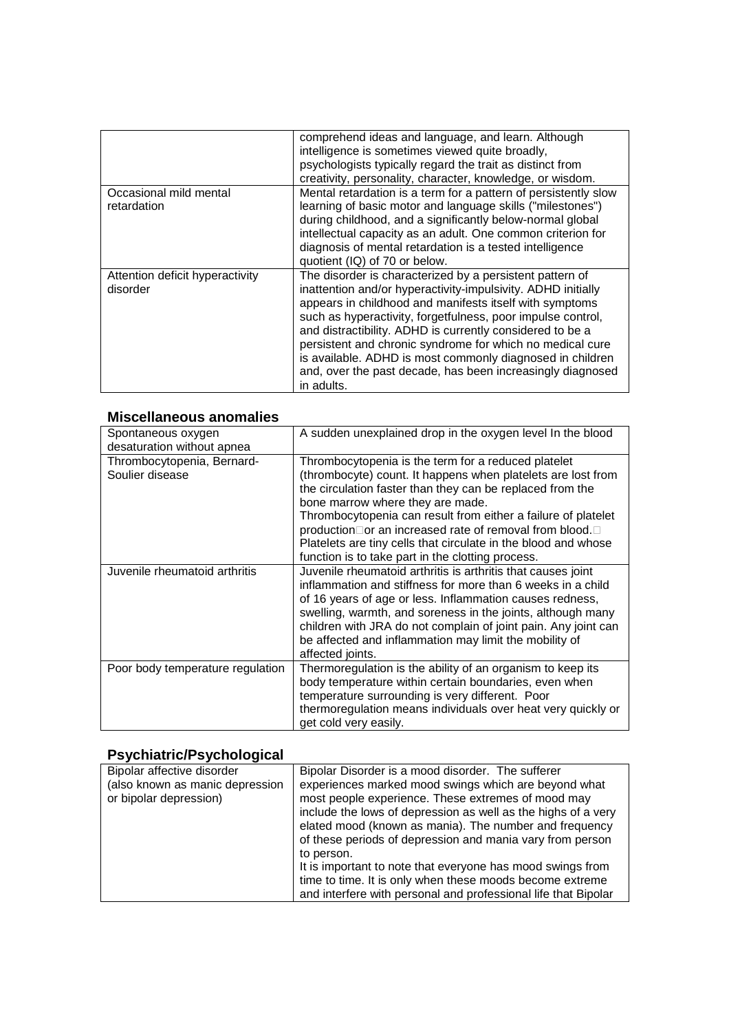| | |
|---|---|
| | comprehend ideas and language, and learn. Although intelligence is sometimes viewed quite broadly, psychologists typically regard the trait as distinct from creativity, personality, character, knowledge, or wisdom. |
| Occasional mild mental retardation | Mental retardation is a term for a pattern of persistently slow learning of basic motor and language skills ("milestones") during childhood, and a significantly below-normal global intellectual capacity as an adult. One common criterion for diagnosis of mental retardation is a tested intelligence quotient (IQ) of 70 or below. |
| Attention deficit hyperactivity disorder | The disorder is characterized by a persistent pattern of inattention and/or hyperactivity-impulsivity. ADHD initially appears in childhood and manifests itself with symptoms such as hyperactivity, forgetfulness, poor impulse control, and distractibility. ADHD is currently considered to be a persistent and chronic syndrome for which no medical cure is available. ADHD is most commonly diagnosed in children and, over the past decade, has been increasingly diagnosed in adults. |

### Miscellaneous anomalies

| | |
|---|---|
| Spontaneous oxygen desaturation without apnea | A sudden unexplained drop in the oxygen level In the blood |
| Thrombocytopenia, Bernard-Soulier disease | Thrombocytopenia is the term for a reduced platelet (thrombocyte) count. It happens when platelets are lost from the circulation faster than they can be replaced from the bone marrow where they are made. Thrombocytopenia can result from either a failure of platelet production or an increased rate of removal from blood. Platelets are tiny cells that circulate in the blood and whose function is to take part in the clotting process. |
| Juvenile rheumatoid arthritis | Juvenile rheumatoid arthritis is arthritis that causes joint inflammation and stiffness for more than 6 weeks in a child of 16 years of age or less. Inflammation causes redness, swelling, warmth, and soreness in the joints, although many children with JRA do not complain of joint pain. Any joint can be affected and inflammation may limit the mobility of affected joints. |
| Poor body temperature regulation | Thermoregulation is the ability of an organism to keep its body temperature within certain boundaries, even when temperature surrounding is very different. Poor thermoregulation means individuals over heat very quickly or get cold very easily. |

### Psychiatric/Psychological

| | |
|---|---|
| Bipolar affective disorder (also known as manic depression or bipolar depression) | Bipolar Disorder is a mood disorder. The sufferer experiences marked mood swings which are beyond what most people experience. These extremes of mood may include the lows of depression as well as the highs of a very elated mood (known as mania). The number and frequency of these periods of depression and mania vary from person to person. It is important to note that everyone has mood swings from time to time. It is only when these moods become extreme and interfere with personal and professional life that Bipolar |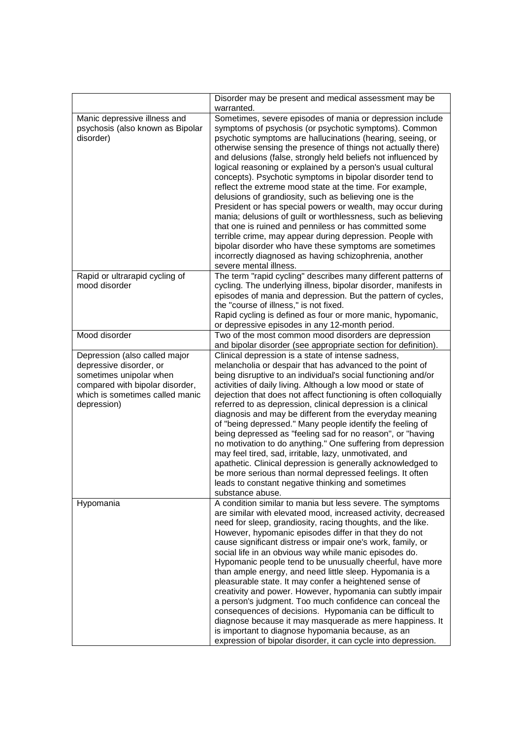| | |
|---|---|
| | Disorder may be present and medical assessment may be warranted. |
| Manic depressive illness and psychosis (also known as Bipolar disorder) | Sometimes, severe episodes of mania or depression include symptoms of psychosis (or psychotic symptoms). Common psychotic symptoms are hallucinations (hearing, seeing, or otherwise sensing the presence of things not actually there) and delusions (false, strongly held beliefs not influenced by logical reasoning or explained by a person's usual cultural concepts). Psychotic symptoms in bipolar disorder tend to reflect the extreme mood state at the time. For example, delusions of grandiosity, such as believing one is the President or has special powers or wealth, may occur during mania; delusions of guilt or worthlessness, such as believing that one is ruined and penniless or has committed some terrible crime, may appear during depression. People with bipolar disorder who have these symptoms are sometimes incorrectly diagnosed as having schizophrenia, another severe mental illness. |
| Rapid or ultrarapid cycling of mood disorder | The term "rapid cycling" describes many different patterns of cycling. The underlying illness, bipolar disorder, manifests in episodes of mania and depression. But the pattern of cycles, the "course of illness," is not fixed.<br>Rapid cycling is defined as four or more manic, hypomanic, or depressive episodes in any 12-month period. |
| Mood disorder | Two of the most common mood disorders are depression and bipolar disorder (see appropriate section for definition). |
| Depression (also called major depressive disorder, or sometimes unipolar when compared with bipolar disorder, which is sometimes called manic depression) | Clinical depression is a state of intense sadness, melancholia or despair that has advanced to the point of being disruptive to an individual's social functioning and/or activities of daily living. Although a low mood or state of dejection that does not affect functioning is often colloquially referred to as depression, clinical depression is a clinical diagnosis and may be different from the everyday meaning of "being depressed." Many people identify the feeling of being depressed as "feeling sad for no reason", or "having no motivation to do anything." One suffering from depression may feel tired, sad, irritable, lazy, unmotivated, and apathetic. Clinical depression is generally acknowledged to be more serious than normal depressed feelings. It often leads to constant negative thinking and sometimes substance abuse. |
| Hypomania | A condition similar to mania but less severe. The symptoms are similar with elevated mood, increased activity, decreased need for sleep, grandiosity, racing thoughts, and the like. However, hypomanic episodes differ in that they do not cause significant distress or impair one's work, family, or social life in an obvious way while manic episodes do. Hypomanic people tend to be unusually cheerful, have more than ample energy, and need little sleep. Hypomania is a pleasurable state. It may confer a heightened sense of creativity and power. However, hypomania can subtly impair a person's judgment. Too much confidence can conceal the consequences of decisions. Hypomania can be difficult to diagnose because it may masquerade as mere happiness. It is important to diagnose hypomania because, as an expression of bipolar disorder, it can cycle into depression. |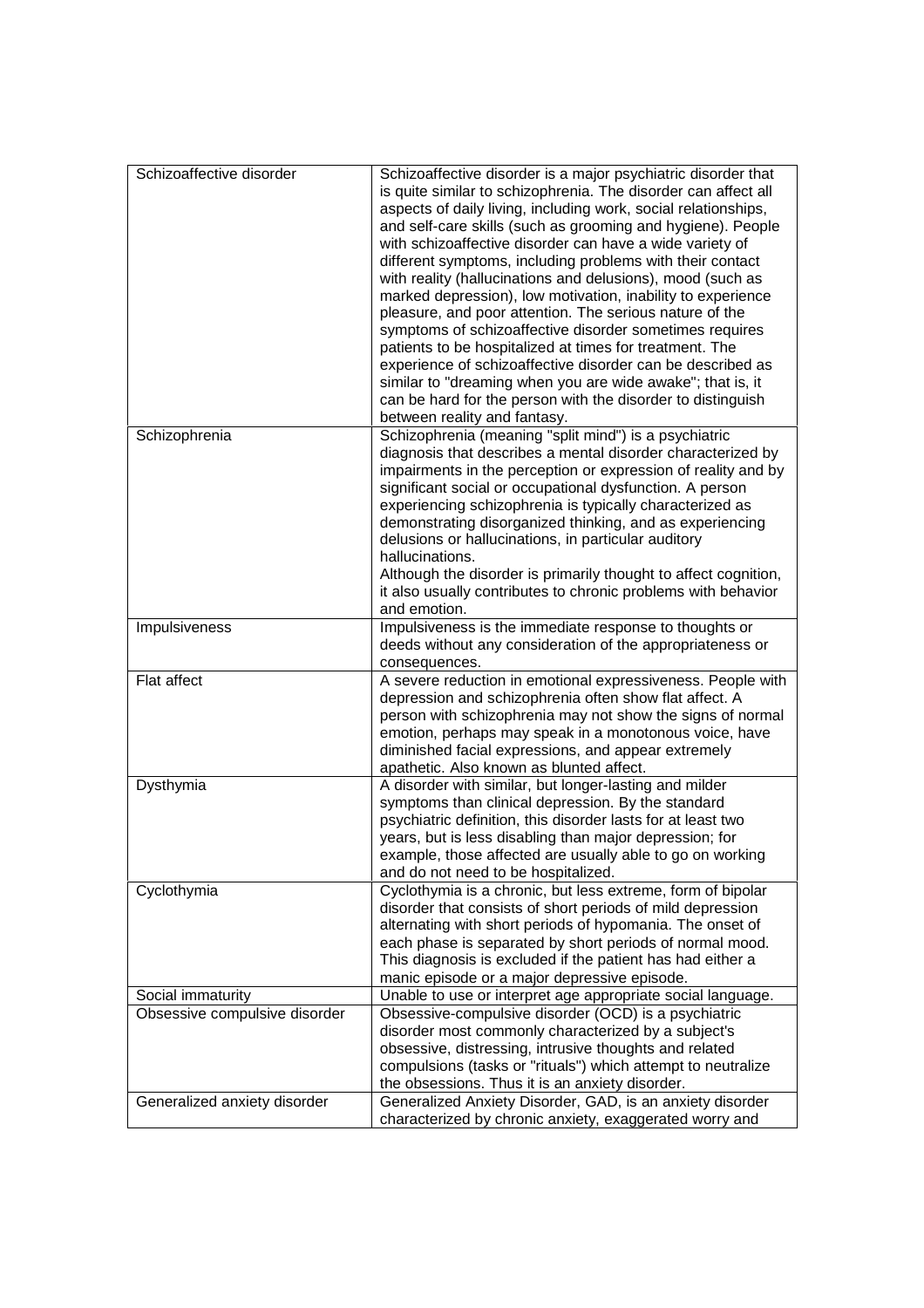| | |
|---|---|
| Schizoaffective disorder | Schizoaffective disorder is a major psychiatric disorder that is quite similar to schizophrenia. The disorder can affect all aspects of daily living, including work, social relationships, and self-care skills (such as grooming and hygiene). People with schizoaffective disorder can have a wide variety of different symptoms, including problems with their contact with reality (hallucinations and delusions), mood (such as marked depression), low motivation, inability to experience pleasure, and poor attention. The serious nature of the symptoms of schizoaffective disorder sometimes requires patients to be hospitalized at times for treatment. The experience of schizoaffective disorder can be described as similar to "dreaming when you are wide awake"; that is, it can be hard for the person with the disorder to distinguish between reality and fantasy. |
| Schizophrenia | Schizophrenia (meaning "split mind") is a psychiatric diagnosis that describes a mental disorder characterized by impairments in the perception or expression of reality and by significant social or occupational dysfunction. A person experiencing schizophrenia is typically characterized as demonstrating disorganized thinking, and as experiencing delusions or hallucinations, in particular auditory hallucinations.<br>Although the disorder is primarily thought to affect cognition, it also usually contributes to chronic problems with behavior and emotion. |
| Impulsiveness | Impulsiveness is the immediate response to thoughts or deeds without any consideration of the appropriateness or consequences. |
| Flat affect | A severe reduction in emotional expressiveness. People with depression and schizophrenia often show flat affect. A person with schizophrenia may not show the signs of normal emotion, perhaps may speak in a monotonous voice, have diminished facial expressions, and appear extremely apathetic. Also known as blunted affect. |
| Dysthymia | A disorder with similar, but longer-lasting and milder symptoms than clinical depression. By the standard psychiatric definition, this disorder lasts for at least two years, but is less disabling than major depression; for example, those affected are usually able to go on working and do not need to be hospitalized. |
| Cyclothymia | Cyclothymia is a chronic, but less extreme, form of bipolar disorder that consists of short periods of mild depression alternating with short periods of hypomania. The onset of each phase is separated by short periods of normal mood. This diagnosis is excluded if the patient has had either a manic episode or a major depressive episode. |
| Social immaturity | Unable to use or interpret age appropriate social language. |
| Obsessive compulsive disorder | Obsessive-compulsive disorder (OCD) is a psychiatric disorder most commonly characterized by a subject's obsessive, distressing, intrusive thoughts and related compulsions (tasks or "rituals") which attempt to neutralize the obsessions. Thus it is an anxiety disorder. |
| Generalized anxiety disorder | Generalized Anxiety Disorder, GAD, is an anxiety disorder characterized by chronic anxiety, exaggerated worry and |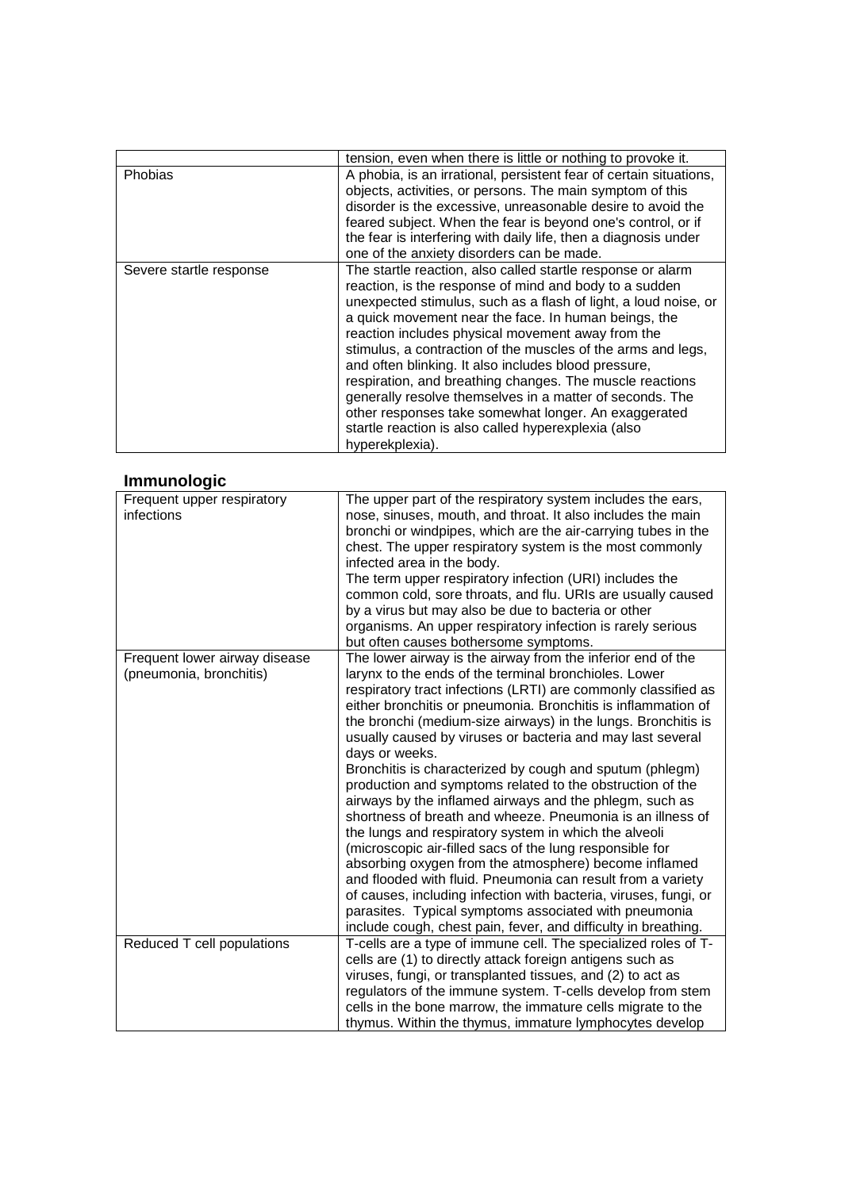| | |
|---|---|
| | tension, even when there is little or nothing to provoke it. |
| Phobias | A phobia, is an irrational, persistent fear of certain situations, objects, activities, or persons. The main symptom of this disorder is the excessive, unreasonable desire to avoid the feared subject. When the fear is beyond one's control, or if the fear is interfering with daily life, then a diagnosis under one of the anxiety disorders can be made. |
| Severe startle response | The startle reaction, also called startle response or alarm reaction, is the response of mind and body to a sudden unexpected stimulus, such as a flash of light, a loud noise, or a quick movement near the face. In human beings, the reaction includes physical movement away from the stimulus, a contraction of the muscles of the arms and legs, and often blinking. It also includes blood pressure, respiration, and breathing changes. The muscle reactions generally resolve themselves in a matter of seconds. The other responses take somewhat longer. An exaggerated startle reaction is also called hyperexplexia (also hyperekplexia). |

## Immunologic

| | |
|---|---|
| Frequent upper respiratory infections | The upper part of the respiratory system includes the ears, nose, sinuses, mouth, and throat. It also includes the main bronchi or windpipes, which are the air-carrying tubes in the chest. The upper respiratory system is the most commonly infected area in the body.<br>The term upper respiratory infection (URI) includes the common cold, sore throats, and flu. URIs are usually caused by a virus but may also be due to bacteria or other organisms. An upper respiratory infection is rarely serious but often causes bothersome symptoms. |
| Frequent lower airway disease (pneumonia, bronchitis) | The lower airway is the airway from the inferior end of the larynx to the ends of the terminal bronchioles. Lower respiratory tract infections (LRTI) are commonly classified as either bronchitis or pneumonia. Bronchitis is inflammation of the bronchi (medium-size airways) in the lungs. Bronchitis is usually caused by viruses or bacteria and may last several days or weeks.<br>Bronchitis is characterized by cough and sputum (phlegm) production and symptoms related to the obstruction of the airways by the inflamed airways and the phlegm, such as shortness of breath and wheeze. Pneumonia is an illness of the lungs and respiratory system in which the alveoli (microscopic air-filled sacs of the lung responsible for absorbing oxygen from the atmosphere) become inflamed and flooded with fluid. Pneumonia can result from a variety of causes, including infection with bacteria, viruses, fungi, or parasites. Typical symptoms associated with pneumonia include cough, chest pain, fever, and difficulty in breathing. |
| Reduced T cell populations | T-cells are a type of immune cell. The specialized roles of T-cells are (1) to directly attack foreign antigens such as viruses, fungi, or transplanted tissues, and (2) to act as regulators of the immune system. T-cells develop from stem cells in the bone marrow, the immature cells migrate to the thymus. Within the thymus, immature lymphocytes develop |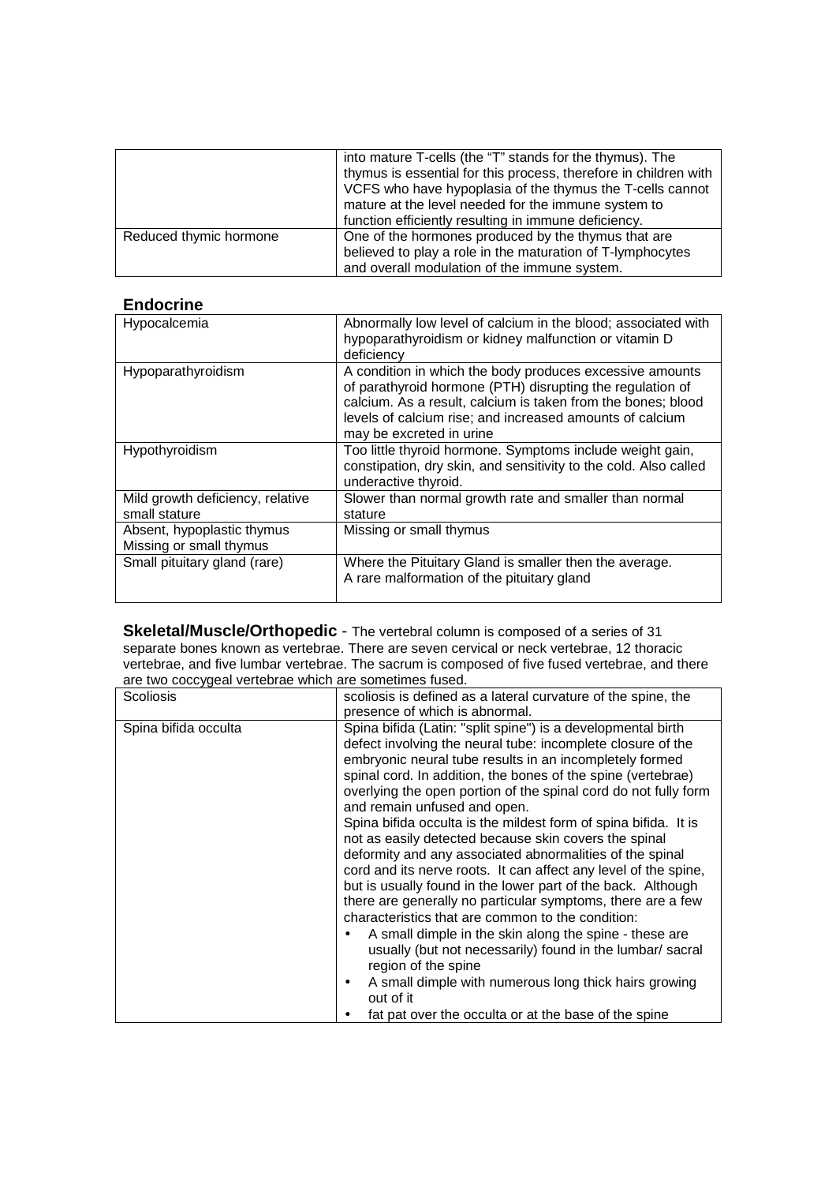| | |
|---|---|
| | into mature T-cells (the "T" stands for the thymus). The thymus is essential for this process, therefore in children with VCFS who have hypoplasia of the thymus the T-cells cannot mature at the level needed for the immune system to function efficiently resulting in immune deficiency. |
| Reduced thymic hormone | One of the hormones produced by the thymus that are believed to play a role in the maturation of T-lymphocytes and overall modulation of the immune system. |

## Endocrine

| | |
|---|---|
| Hypocalcemia | Abnormally low level of calcium in the blood; associated with hypoparathyroidism or kidney malfunction or vitamin D deficiency |
| Hypoparathyroidism | A condition in which the body produces excessive amounts of parathyroid hormone (PTH) disrupting the regulation of calcium. As a result, calcium is taken from the bones; blood levels of calcium rise; and increased amounts of calcium may be excreted in urine |
| Hypothyroidism | Too little thyroid hormone. Symptoms include weight gain, constipation, dry skin, and sensitivity to the cold. Also called underactive thyroid. |
| Mild growth deficiency, relative small stature | Slower than normal growth rate and smaller than normal stature |
| Absent, hypoplastic thymus Missing or small thymus | Missing or small thymus |
| Small pituitary gland (rare) | Where the Pituitary Gland is smaller then the average. A rare malformation of the pituitary gland |

**Skeletal/Muscle/Orthopedic** - The vertebral column is composed of a series of 31 separate bones known as vertebrae. There are seven cervical or neck vertebrae, 12 thoracic vertebrae, and five lumbar vertebrae. The sacrum is composed of five fused vertebrae, and there are two coccygeal vertebrae which are sometimes fused.

| | |
|---|---|
| Scoliosis | scoliosis is defined as a lateral curvature of the spine, the presence of which is abnormal. |
| Spina bifida occulta | Spina bifida (Latin: "split spine") is a developmental birth defect involving the neural tube: incomplete closure of the embryonic neural tube results in an incompletely formed spinal cord. In addition, the bones of the spine (vertebrae) overlying the open portion of the spinal cord do not fully form and remain unfused and open. <br> Spina bifida occulta is the mildest form of spina bifida. It is not as easily detected because skin covers the spinal deformity and any associated abnormalities of the spinal cord and its nerve roots. It can affect any level of the spine, but is usually found in the lower part of the back. Although there are generally no particular symptoms, there are a few characteristics that are common to the condition: <br> • A small dimple in the skin along the spine - these are usually (but not necessarily) found in the lumbar/ sacral region of the spine <br> • A small dimple with numerous long thick hairs growing out of it <br> • fat pat over the occulta or at the base of the spine |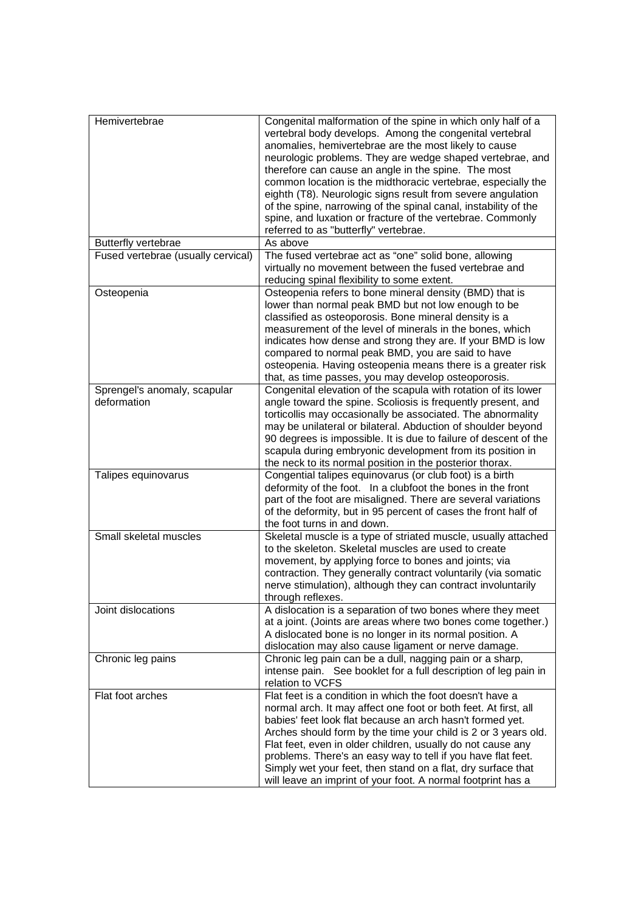| | |
|---|---|
| Hemivertebrae | Congenital malformation of the spine in which only half of a vertebral body develops. Among the congenital vertebral anomalies, hemivertebrae are the most likely to cause neurologic problems. They are wedge shaped vertebrae, and therefore can cause an angle in the spine. The most common location is the midthoracic vertebrae, especially the eighth (T8). Neurologic signs result from severe angulation of the spine, narrowing of the spinal canal, instability of the spine, and luxation or fracture of the vertebrae. Commonly referred to as "butterfly" vertebrae. |
| Butterfly vertebrae | As above |
| Fused vertebrae (usually cervical) | The fused vertebrae act as "one" solid bone, allowing virtually no movement between the fused vertebrae and reducing spinal flexibility to some extent. |
| Osteopenia | Osteopenia refers to bone mineral density (BMD) that is lower than normal peak BMD but not low enough to be classified as osteoporosis. Bone mineral density is a measurement of the level of minerals in the bones, which indicates how dense and strong they are. If your BMD is low compared to normal peak BMD, you are said to have osteopenia. Having osteopenia means there is a greater risk that, as time passes, you may develop osteoporosis. |
| Sprengel's anomaly, scapular deformation | Congenital elevation of the scapula with rotation of its lower angle toward the spine. Scoliosis is frequently present, and torticollis may occasionally be associated. The abnormality may be unilateral or bilateral. Abduction of shoulder beyond 90 degrees is impossible. It is due to failure of descent of the scapula during embryonic development from its position in the neck to its normal position in the posterior thorax. |
| Talipes equinovarus | Congential talipes equinovarus (or club foot) is a birth deformity of the foot. In a clubfoot the bones in the front part of the foot are misaligned. There are several variations of the deformity, but in 95 percent of cases the front half of the foot turns in and down. |
| Small skeletal muscles | Skeletal muscle is a type of striated muscle, usually attached to the skeleton. Skeletal muscles are used to create movement, by applying force to bones and joints; via contraction. They generally contract voluntarily (via somatic nerve stimulation), although they can contract involuntarily through reflexes. |
| Joint dislocations | A dislocation is a separation of two bones where they meet at a joint. (Joints are areas where two bones come together.) A dislocated bone is no longer in its normal position. A dislocation may also cause ligament or nerve damage. |
| Chronic leg pains | Chronic leg pain can be a dull, nagging pain or a sharp, intense pain. See booklet for a full description of leg pain in relation to VCFS |
| Flat foot arches | Flat feet is a condition in which the foot doesn't have a normal arch. It may affect one foot or both feet. At first, all babies' feet look flat because an arch hasn't formed yet. Arches should form by the time your child is 2 or 3 years old. Flat feet, even in older children, usually do not cause any problems. There's an easy way to tell if you have flat feet. Simply wet your feet, then stand on a flat, dry surface that will leave an imprint of your foot. A normal footprint has a |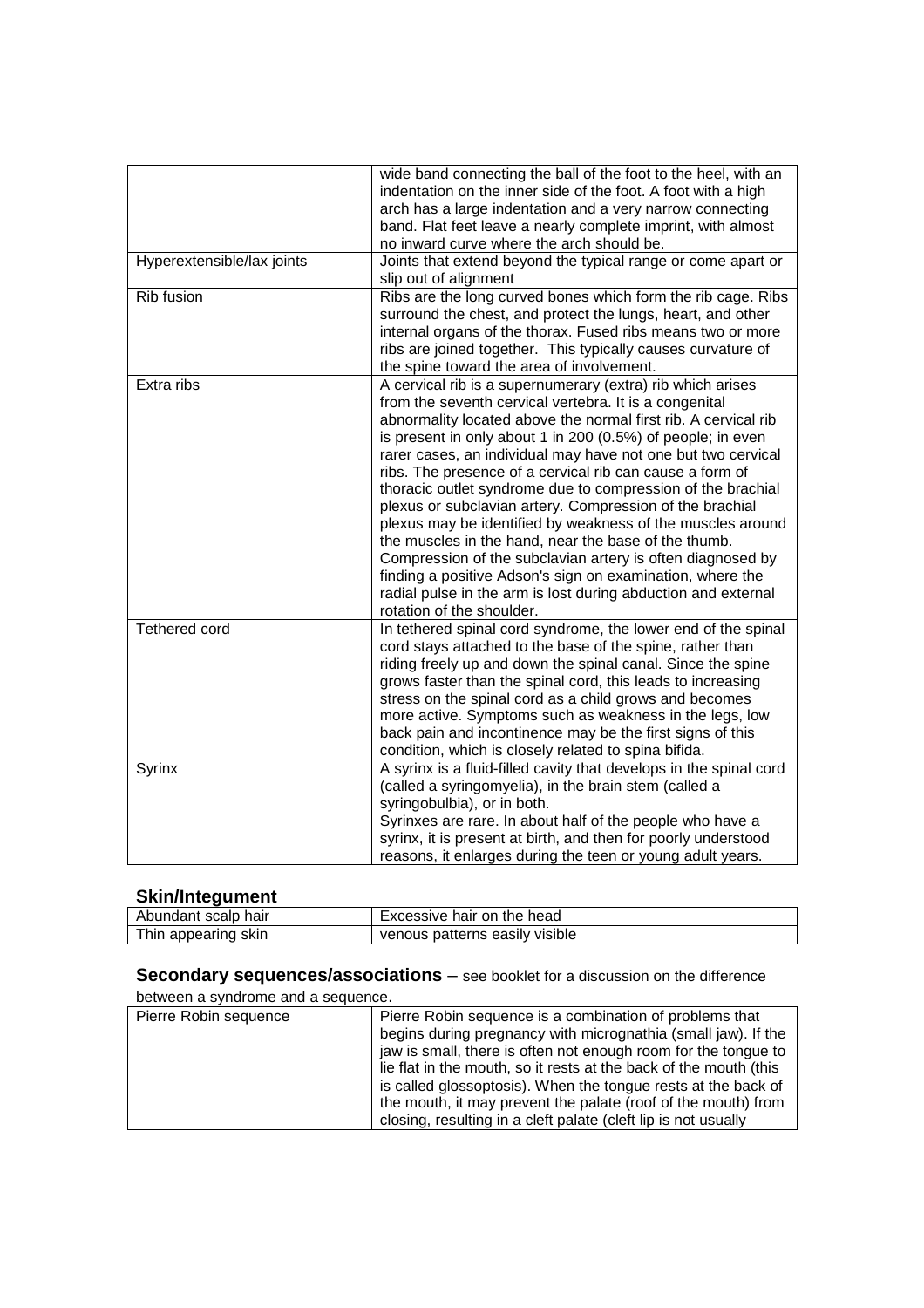| | |
|---|---|
| | wide band connecting the ball of the foot to the heel, with an indentation on the inner side of the foot. A foot with a high arch has a large indentation and a very narrow connecting band. Flat feet leave a nearly complete imprint, with almost no inward curve where the arch should be. |
| Hyperextensible/lax joints | Joints that extend beyond the typical range or come apart or slip out of alignment |
| Rib fusion | Ribs are the long curved bones which form the rib cage. Ribs surround the chest, and protect the lungs, heart, and other internal organs of the thorax. Fused ribs means two or more ribs are joined together. This typically causes curvature of the spine toward the area of involvement. |
| Extra ribs | A cervical rib is a supernumerary (extra) rib which arises from the seventh cervical vertebra. It is a congenital abnormality located above the normal first rib. A cervical rib is present in only about 1 in 200 (0.5%) of people; in even rarer cases, an individual may have not one but two cervical ribs. The presence of a cervical rib can cause a form of thoracic outlet syndrome due to compression of the brachial plexus or subclavian artery. Compression of the brachial plexus may be identified by weakness of the muscles around the muscles in the hand, near the base of the thumb. Compression of the subclavian artery is often diagnosed by finding a positive Adson's sign on examination, where the radial pulse in the arm is lost during abduction and external rotation of the shoulder. |
| Tethered cord | In tethered spinal cord syndrome, the lower end of the spinal cord stays attached to the base of the spine, rather than riding freely up and down the spinal canal. Since the spine grows faster than the spinal cord, this leads to increasing stress on the spinal cord as a child grows and becomes more active. Symptoms such as weakness in the legs, low back pain and incontinence may be the first signs of this condition, which is closely related to spina bifida. |
| Syrinx | A syrinx is a fluid-filled cavity that develops in the spinal cord (called a syringomyelia), in the brain stem (called a syringobulbia), or in both. Syrinxes are rare. In about half of the people who have a syrinx, it is present at birth, and then for poorly understood reasons, it enlarges during the teen or young adult years. |

## Skin/Integument

| | |
|---|---|
| Abundant scalp hair | Excessive hair on the head |
| Thin appearing skin | venous patterns easily visible |

## Secondary sequences/associations – see booklet for a discussion on the difference between a syndrome and a sequence.

| | |
|---|---|
| Pierre Robin sequence | Pierre Robin sequence is a combination of problems that begins during pregnancy with micrognathia (small jaw). If the jaw is small, there is often not enough room for the tongue to lie flat in the mouth, so it rests at the back of the mouth (this is called glossoptosis). When the tongue rests at the back of the mouth, it may prevent the palate (roof of the mouth) from closing, resulting in a cleft palate (cleft lip is not usually |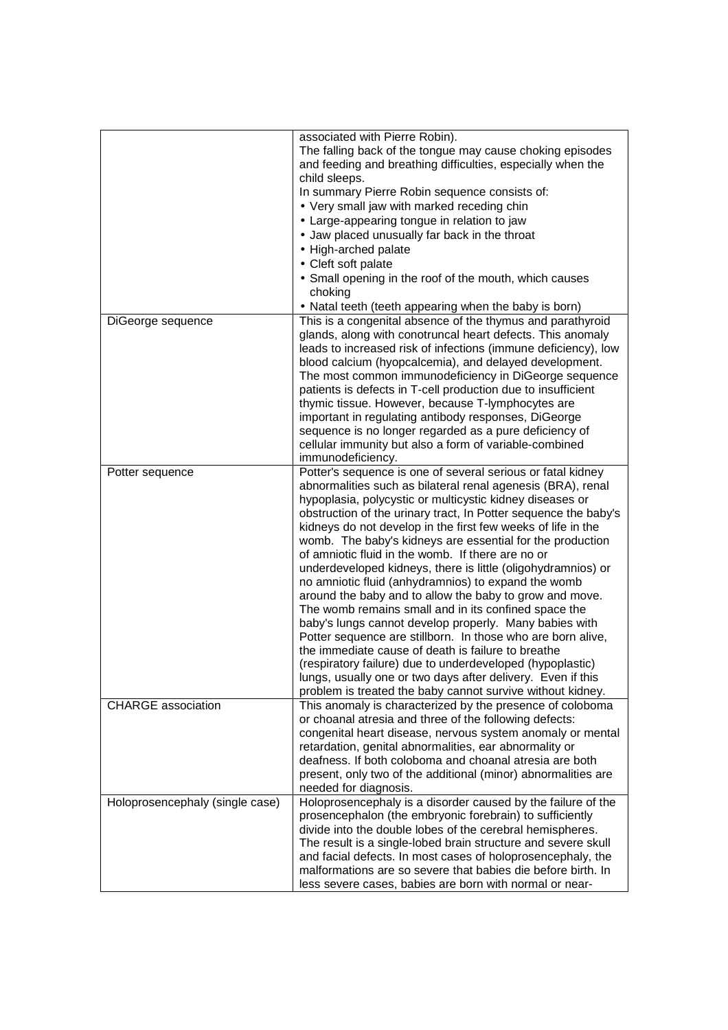| | |
|---|---|
| | associated with Pierre Robin).<br>The falling back of the tongue may cause choking episodes and feeding and breathing difficulties, especially when the child sleeps.<br>In summary Pierre Robin sequence consists of:<br>• Very small jaw with marked receding chin<br>• Large-appearing tongue in relation to jaw<br>• Jaw placed unusually far back in the throat<br>• High-arched palate<br>• Cleft soft palate<br>• Small opening in the roof of the mouth, which causes choking<br>• Natal teeth (teeth appearing when the baby is born) |
| DiGeorge sequence | This is a congenital absence of the thymus and parathyroid glands, along with conotruncal heart defects. This anomaly leads to increased risk of infections (immune deficiency), low blood calcium (hyopcalcemia), and delayed development. The most common immunodeficiency in DiGeorge sequence patients is defects in T-cell production due to insufficient thymic tissue. However, because T-lymphocytes are important in regulating antibody responses, DiGeorge sequence is no longer regarded as a pure deficiency of cellular immunity but also a form of variable-combined immunodeficiency. |
| Potter sequence | Potter's sequence is one of several serious or fatal kidney abnormalities such as bilateral renal agenesis (BRA), renal hypoplasia, polycystic or multicystic kidney diseases or obstruction of the urinary tract, In Potter sequence the baby's kidneys do not develop in the first few weeks of life in the womb. The baby's kidneys are essential for the production of amniotic fluid in the womb. If there are no or underdeveloped kidneys, there is little (oligohydramnios) or no amniotic fluid (anhydramnios) to expand the womb around the baby and to allow the baby to grow and move. The womb remains small and in its confined space the baby's lungs cannot develop properly. Many babies with Potter sequence are stillborn. In those who are born alive, the immediate cause of death is failure to breathe (respiratory failure) due to underdeveloped (hypoplastic) lungs, usually one or two days after delivery. Even if this problem is treated the baby cannot survive without kidney. |
| CHARGE association | This anomaly is characterized by the presence of coloboma or choanal atresia and three of the following defects: congenital heart disease, nervous system anomaly or mental retardation, genital abnormalities, ear abnormality or deafness. If both coloboma and choanal atresia are both present, only two of the additional (minor) abnormalities are needed for diagnosis. |
| Holoprosencephaly (single case) | Holoprosencephaly is a disorder caused by the failure of the prosencephalon (the embryonic forebrain) to sufficiently divide into the double lobes of the cerebral hemispheres. The result is a single-lobed brain structure and severe skull and facial defects. In most cases of holoprosencephaly, the malformations are so severe that babies die before birth. In less severe cases, babies are born with normal or near- |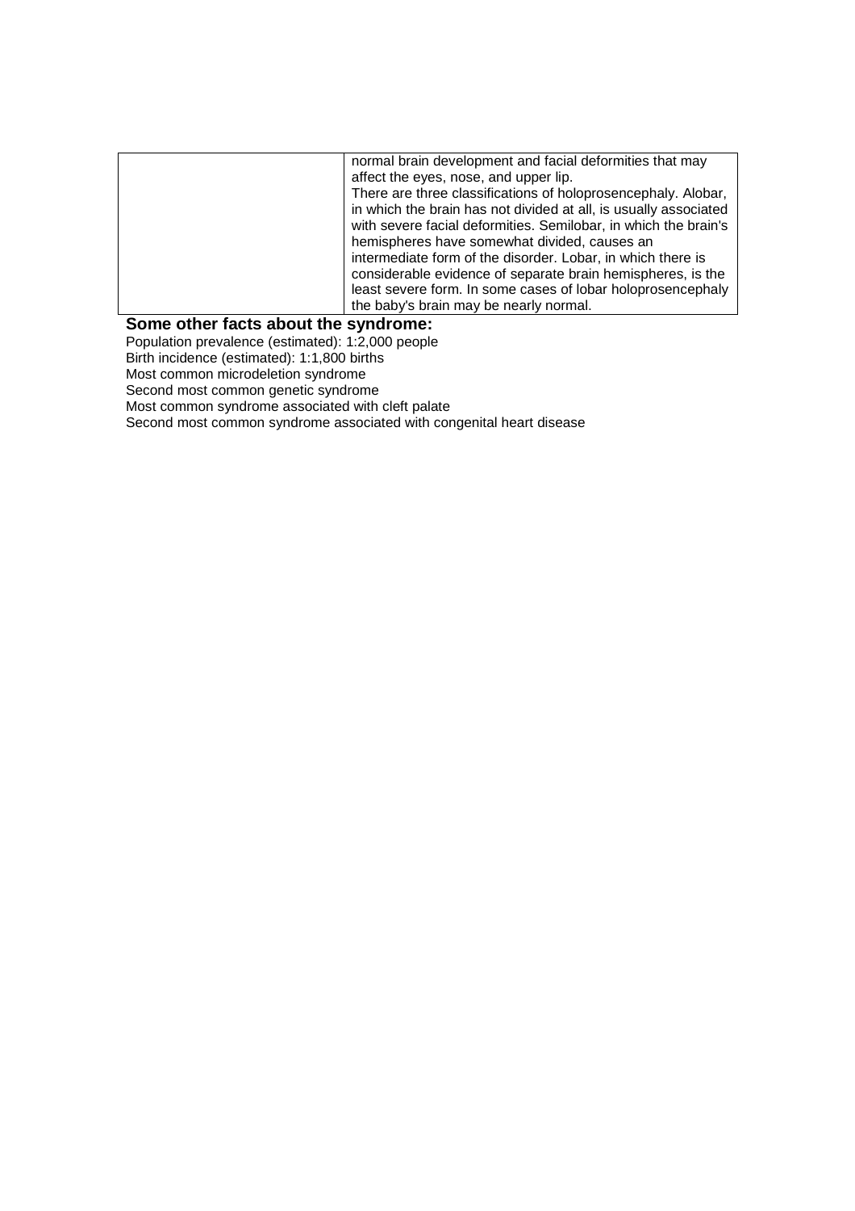| | |
|---|---|
| | normal brain development and facial deformities that may affect the eyes, nose, and upper lip.<br>There are three classifications of holoprosencephaly. Alobar, in which the brain has not divided at all, is usually associated with severe facial deformities. Semilobar, in which the brain's hemispheres have somewhat divided, causes an intermediate form of the disorder. Lobar, in which there is considerable evidence of separate brain hemispheres, is the least severe form. In some cases of lobar holoprosencephaly the baby's brain may be nearly normal. |

**Some other facts about the syndrome:**

Population prevalence (estimated): 1:2,000 people
Birth incidence (estimated): 1:1,800 births
Most common microdeletion syndrome
Second most common genetic syndrome
Most common syndrome associated with cleft palate
Second most common syndrome associated with congenital heart disease